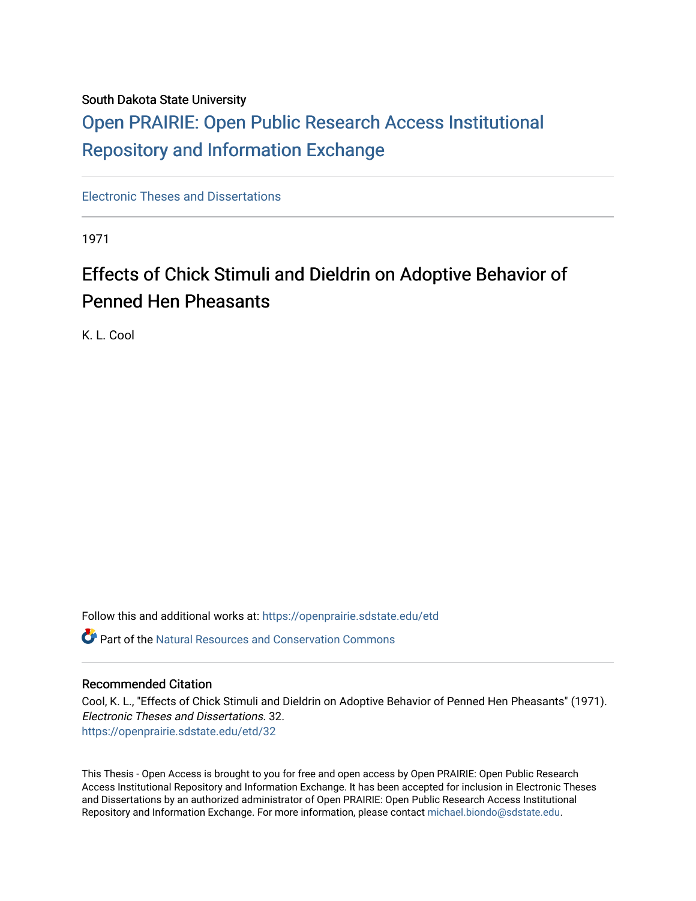South Dakota State University

# Open PRAIRIE: Open Public Research Access Institutional Repository and Information Exchange

Electronic Theses and Dissertations

1971

## Effects of Chick Stimuli and Dieldrin on Adoptive Behavior of Penned Hen Pheasants

K. L. Cool

Follow this and additional works at: https://openprairie.sdstate.edu/etd

Part of the Natural Resources and Conservation Commons

### Recommended Citation

Cool, K. L., "Effects of Chick Stimuli and Dieldrin on Adoptive Behavior of Penned Hen Pheasants" (1971). *Electronic Theses and Dissertations*. 32.
https://openprairie.sdstate.edu/etd/32

This Thesis - Open Access is brought to you for free and open access by Open PRAIRIE: Open Public Research Access Institutional Repository and Information Exchange. It has been accepted for inclusion in Electronic Theses and Dissertations by an authorized administrator of Open PRAIRIE: Open Public Research Access Institutional Repository and Information Exchange. For more information, please contact michael.biondo@sdstate.edu.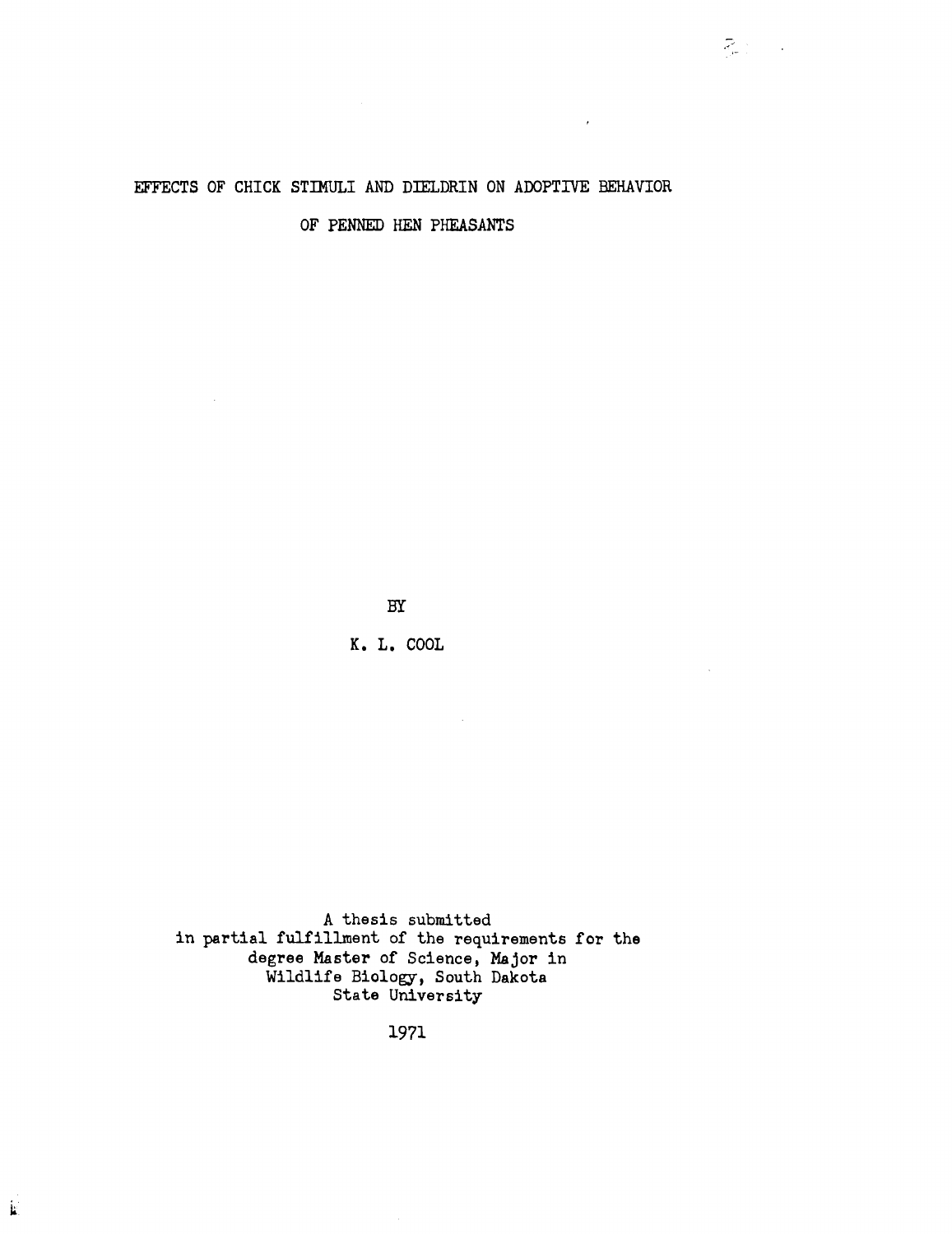# EFFECTS OF CHICK STIMULI AND DIELDRIN ON ADOPTIVE BEHAVIOR OF PENNED HEN PHEASANTS

BY

K. L. COOL

A thesis submitted
in partial fulfillment of the requirements for the
degree Master of Science, Major in
Wildlife Biology, South Dakota
State University

1971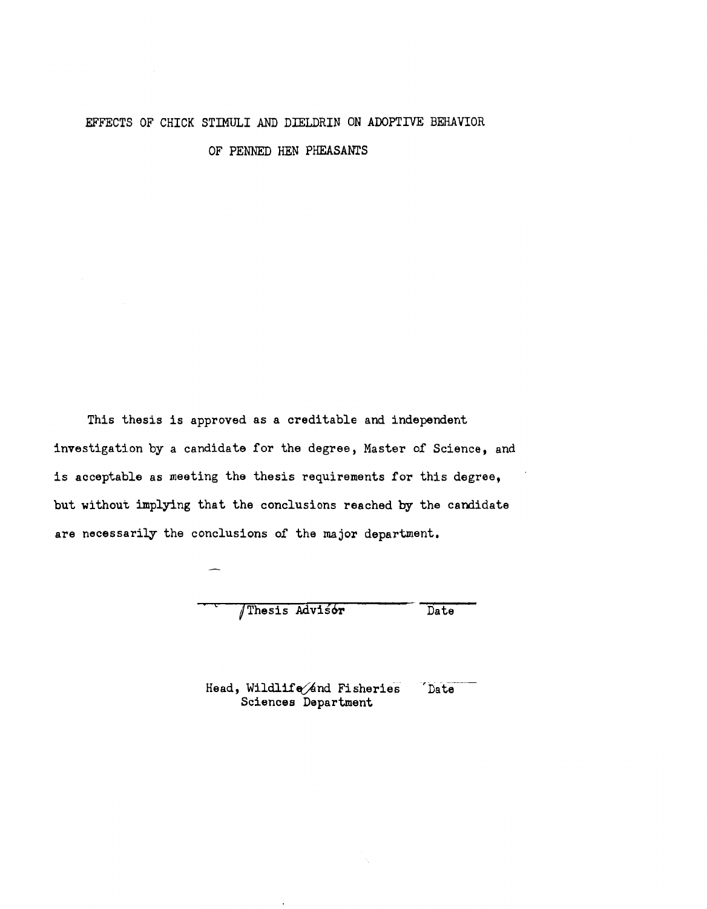EFFECTS OF CHICK STIMULI AND DIELDRIN ON ADOPTIVE BEHAVIOR

OF PENNED HEN PHEASANTS

This thesis is approved as a creditable and independent investigation by a candidate for the degree, Master of Science, and is acceptable as meeting the thesis requirements for this degree, but without implying that the conclusions reached by the candidate are necessarily the conclusions of the major department.

Thesis Advisor &emsp;&emsp;&emsp; Date

Head, Wildlife and Fisheries &emsp;&emsp; Date
Sciences Department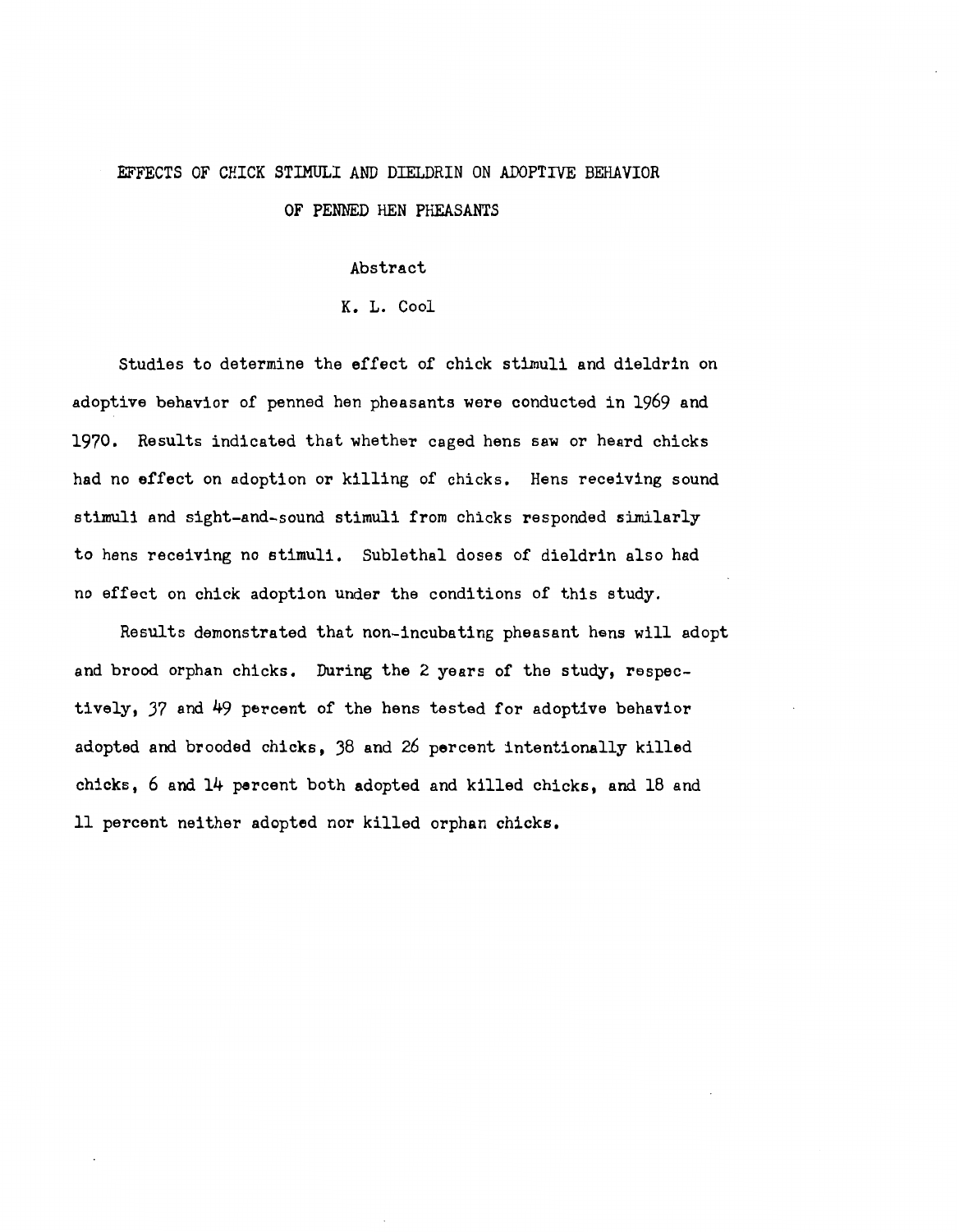# EFFECTS OF CHICK STIMULI AND DIELDRIN ON ADOPTIVE BEHAVIOR OF PENNED HEN PHEASANTS

## Abstract

K. L. Cool

Studies to determine the effect of chick stimuli and dieldrin on adoptive behavior of penned hen pheasants were conducted in 1969 and 1970. Results indicated that whether caged hens saw or heard chicks had no effect on adoption or killing of chicks. Hens receiving sound stimuli and sight-and-sound stimuli from chicks responded similarly to hens receiving no stimuli. Sublethal doses of dieldrin also had no effect on chick adoption under the conditions of this study.

Results demonstrated that non-incubating pheasant hens will adopt and brood orphan chicks. During the 2 years of the study, respectively, 37 and 49 percent of the hens tested for adoptive behavior adopted and brooded chicks, 38 and 26 percent intentionally killed chicks, 6 and 14 percent both adopted and killed chicks, and 18 and 11 percent neither adopted nor killed orphan chicks.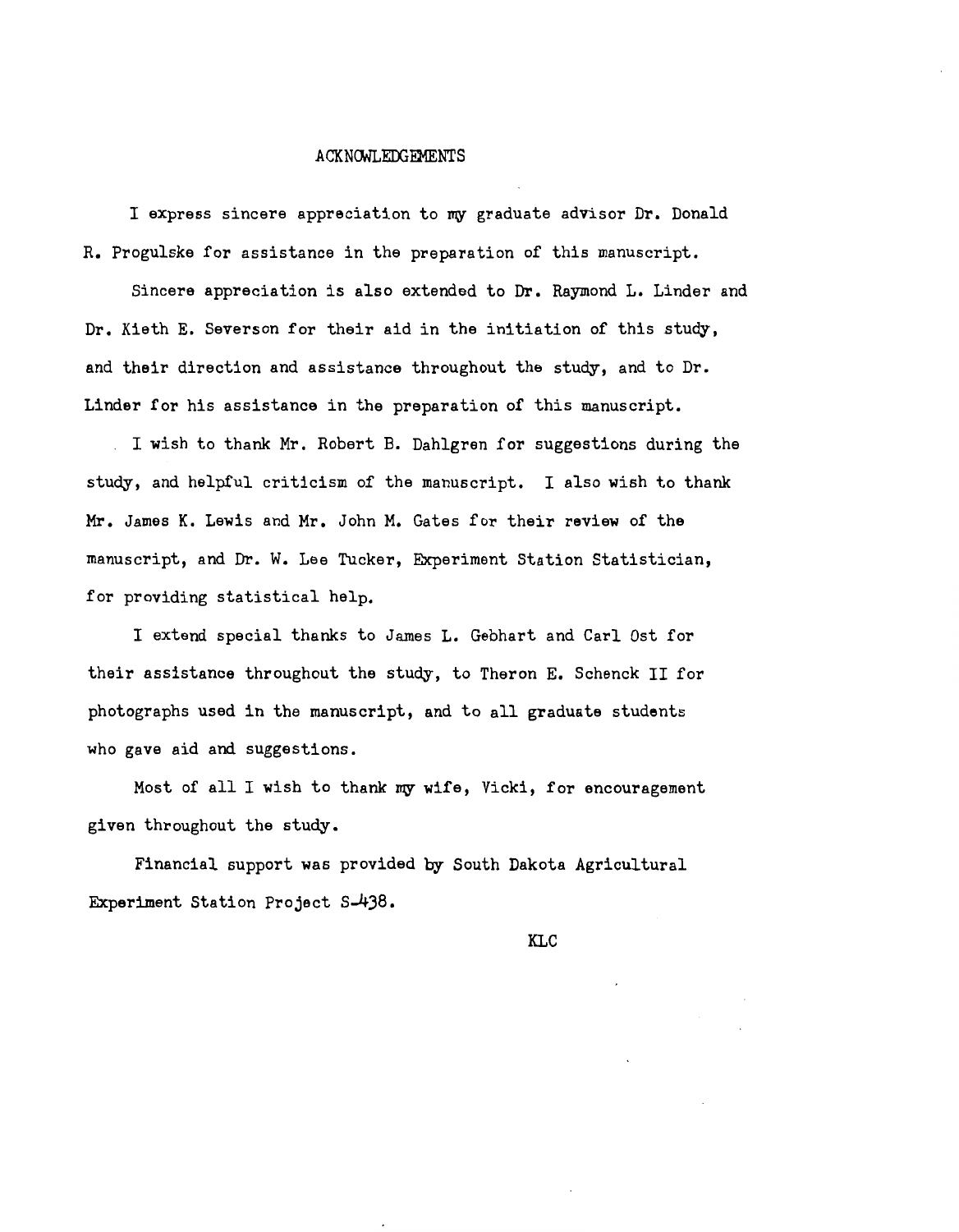# ACKNOWLEDGEMENTS

I express sincere appreciation to my graduate advisor Dr. Donald R. Progulske for assistance in the preparation of this manuscript.

Sincere appreciation is also extended to Dr. Raymond L. Linder and Dr. Kieth E. Severson for their aid in the initiation of this study, and their direction and assistance throughout the study, and to Dr. Linder for his assistance in the preparation of this manuscript.

I wish to thank Mr. Robert B. Dahlgren for suggestions during the study, and helpful criticism of the manuscript. I also wish to thank Mr. James K. Lewis and Mr. John M. Gates for their review of the manuscript, and Dr. W. Lee Tucker, Experiment Station Statistician, for providing statistical help.

I extend special thanks to James L. Gebhart and Carl Ost for their assistance throughout the study, to Theron E. Schenck II for photographs used in the manuscript, and to all graduate students who gave aid and suggestions.

Most of all I wish to thank my wife, Vicki, for encouragement given throughout the study.

Financial support was provided by South Dakota Agricultural Experiment Station Project S-438.

KLC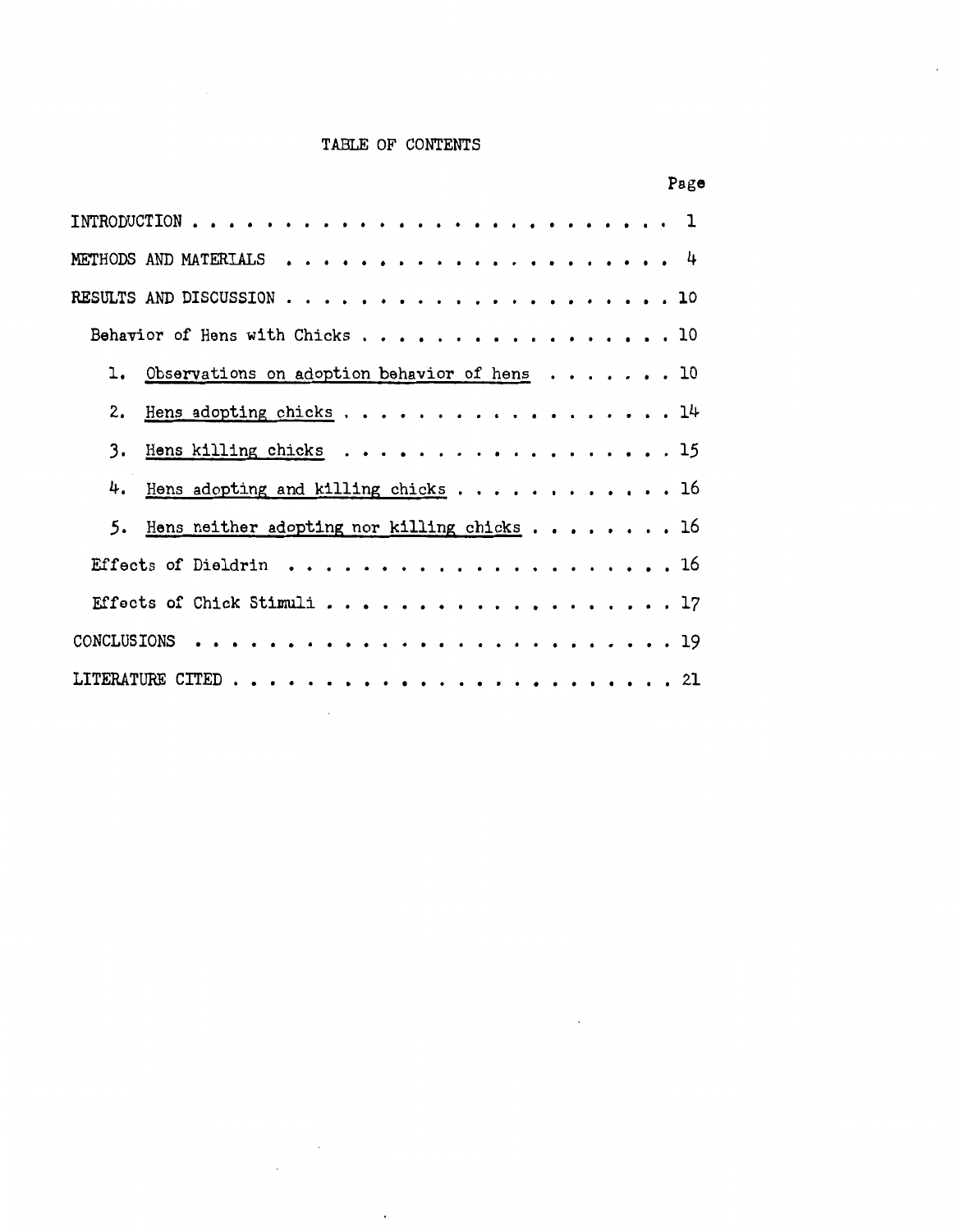# TABLE OF CONTENTS

| | Page |
|---|---|
| INTRODUCTION | 1 |
| METHODS AND MATERIALS | 4 |
| RESULTS AND DISCUSSION | 10 |
| Behavior of Hens with Chicks | 10 |
| 1. Observations on adoption behavior of hens | 10 |
| 2. Hens adopting chicks | 14 |
| 3. Hens killing chicks | 15 |
| 4. Hens adopting and killing chicks | 16 |
| 5. Hens neither adopting nor killing chicks | 16 |
| Effects of Dieldrin | 16 |
| Effects of Chick Stimuli | 17 |
| CONCLUSIONS | 19 |
| LITERATURE CITED | 21 |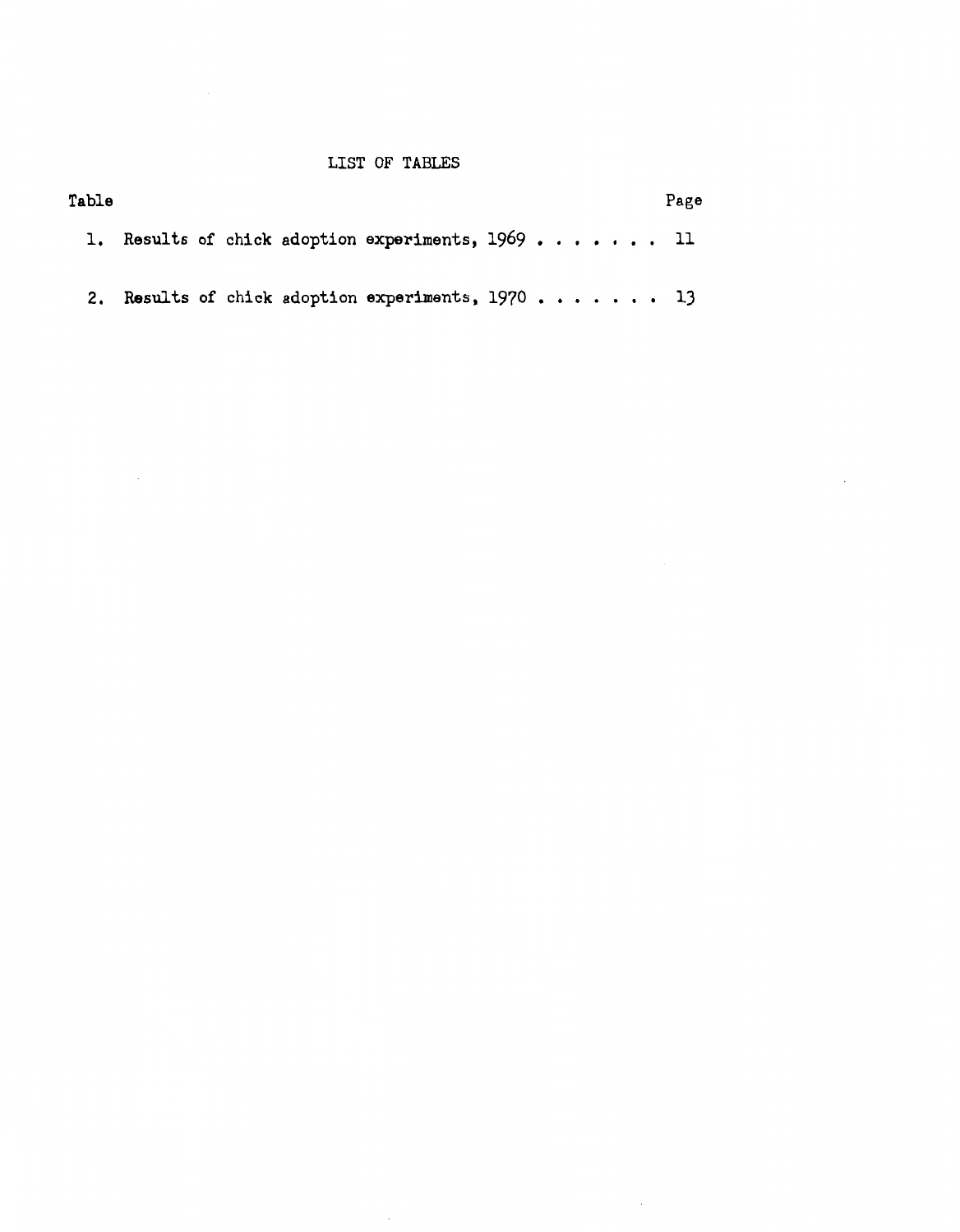# LIST OF TABLES

| Table | | Page |
|---|---|---|
| 1. | Results of chick adoption experiments, 1969 | 11 |
| 2. | Results of chick adoption experiments, 1970 | 13 |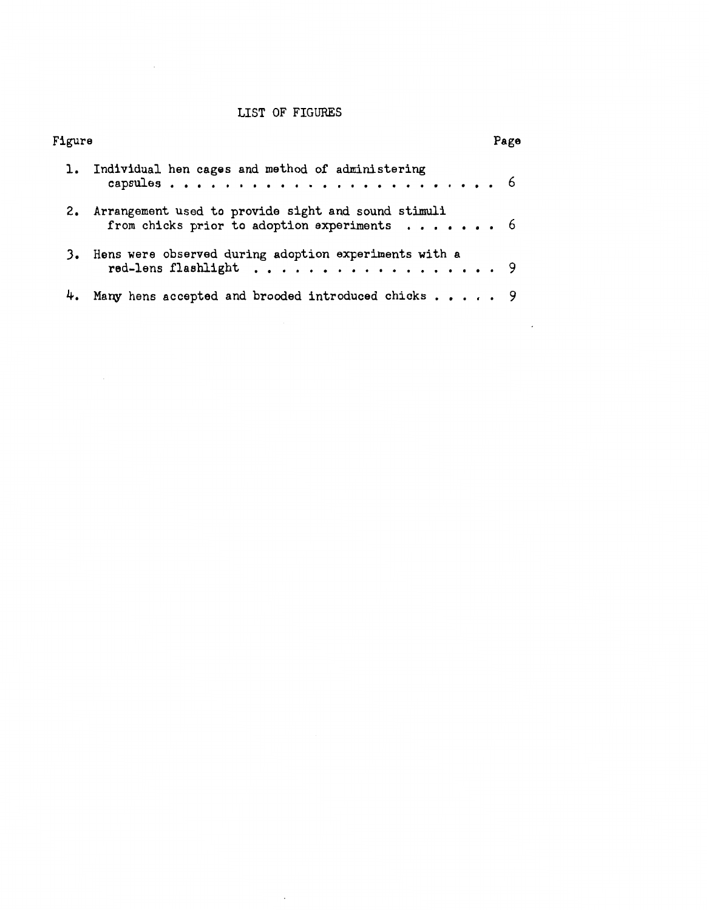# LIST OF FIGURES

| Figure | | Page |
|---|---|---|
| 1. | Individual hen cages and method of administering capsules | 6 |
| 2. | Arrangement used to provide sight and sound stimuli from chicks prior to adoption experiments | 6 |
| 3. | Hens were observed during adoption experiments with a red-lens flashlight | 9 |
| 4. | Many hens accepted and brooded introduced chicks | 9 |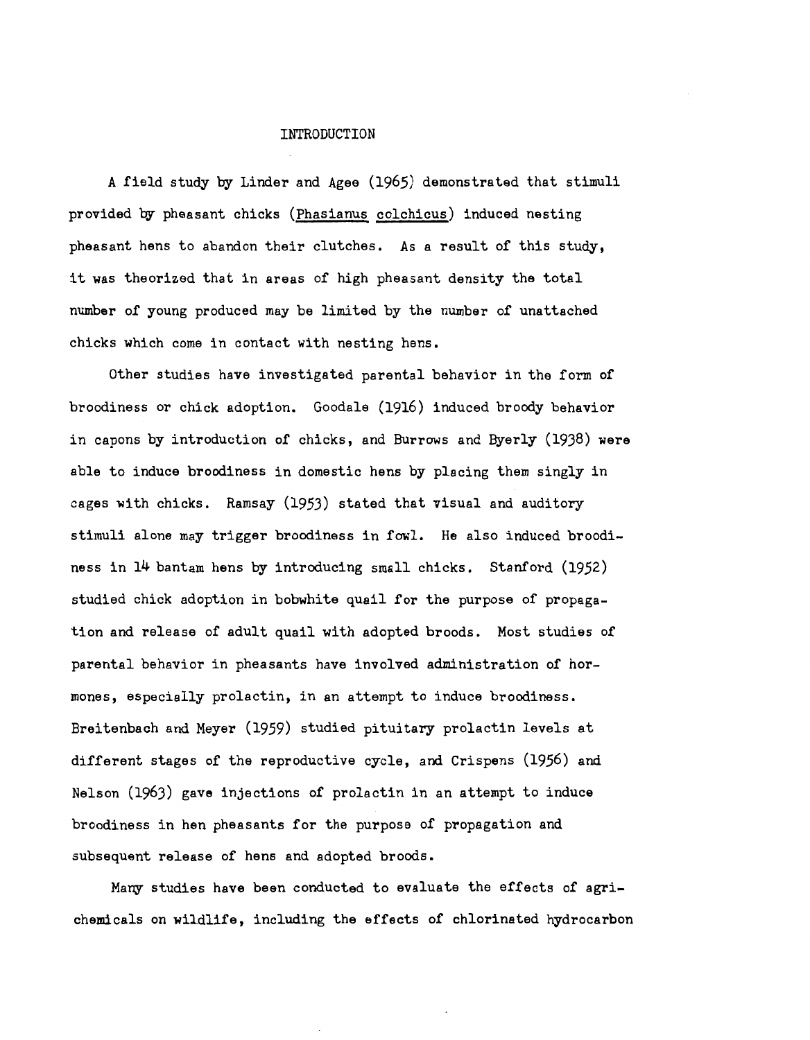# INTRODUCTION

A field study by Linder and Agee (1965) demonstrated that stimuli provided by pheasant chicks (Phasianus colchicus) induced nesting pheasant hens to abandon their clutches. As a result of this study, it was theorized that in areas of high pheasant density the total number of young produced may be limited by the number of unattached chicks which come in contact with nesting hens.

Other studies have investigated parental behavior in the form of broodiness or chick adoption. Goodale (1916) induced broody behavior in capons by introduction of chicks, and Burrows and Byerly (1938) were able to induce broodiness in domestic hens by placing them singly in cages with chicks. Ramsay (1953) stated that visual and auditory stimuli alone may trigger broodiness in fowl. He also induced broodiness in 14 bantam hens by introducing small chicks. Stanford (1952) studied chick adoption in bobwhite quail for the purpose of propagation and release of adult quail with adopted broods. Most studies of parental behavior in pheasants have involved administration of hormones, especially prolactin, in an attempt to induce broodiness. Breitenbach and Meyer (1959) studied pituitary prolactin levels at different stages of the reproductive cycle, and Crispens (1956) and Nelson (1963) gave injections of prolactin in an attempt to induce broodiness in hen pheasants for the purpose of propagation and subsequent release of hens and adopted broods.

Many studies have been conducted to evaluate the effects of agrichemicals on wildlife, including the effects of chlorinated hydrocarbon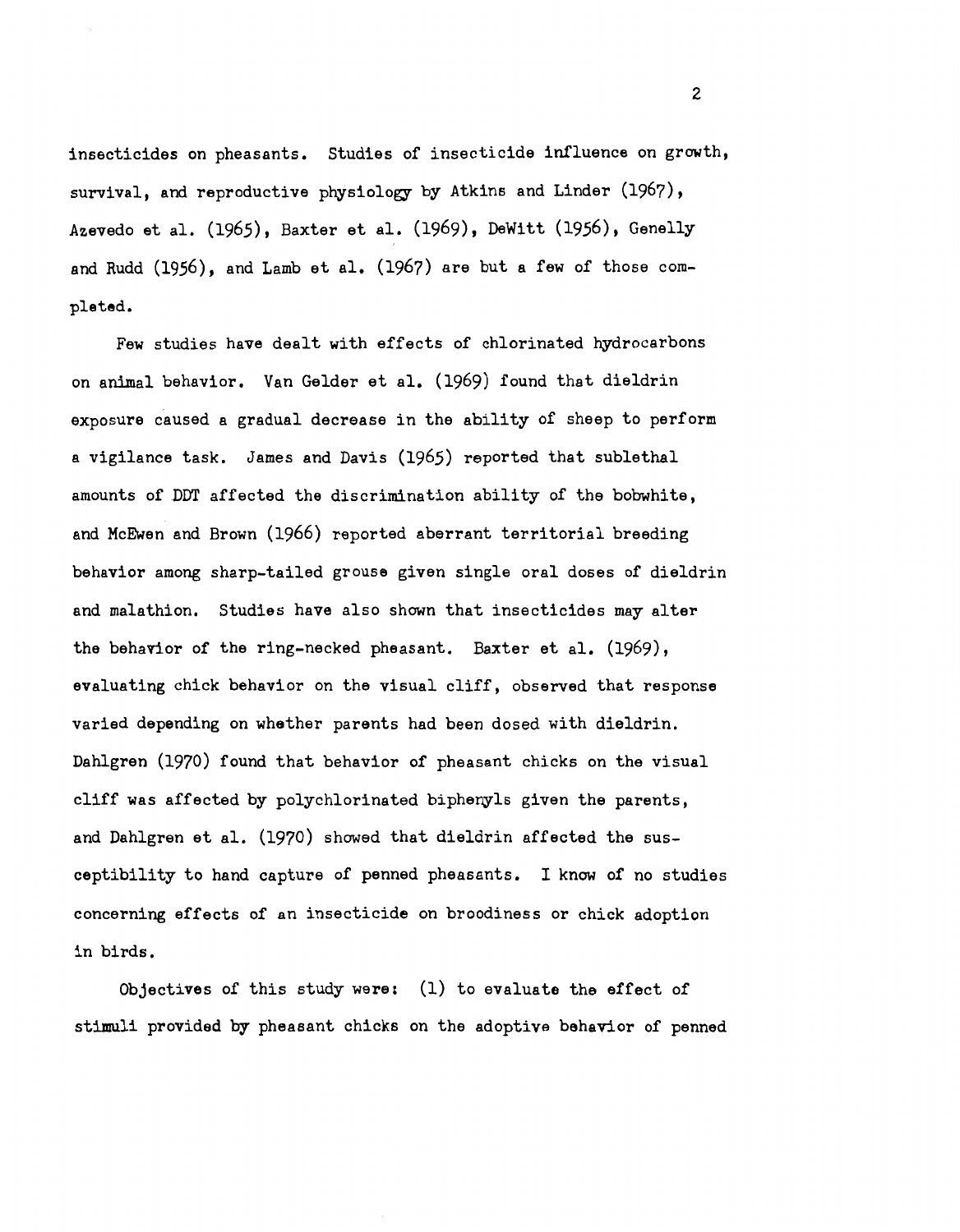insecticides on pheasants. Studies of insecticide influence on growth, survival, and reproductive physiology by Atkins and Linder (1967), Azevedo et al. (1965), Baxter et al. (1969), DeWitt (1956), Genelly and Rudd (1956), and Lamb et al. (1967) are but a few of those completed.

Few studies have dealt with effects of chlorinated hydrocarbons on animal behavior. Van Gelder et al. (1969) found that dieldrin exposure caused a gradual decrease in the ability of sheep to perform a vigilance task. James and Davis (1965) reported that sublethal amounts of DDT affected the discrimination ability of the bobwhite, and McEwen and Brown (1966) reported aberrant territorial breeding behavior among sharp-tailed grouse given single oral doses of dieldrin and malathion. Studies have also shown that insecticides may alter the behavior of the ring-necked pheasant. Baxter et al. (1969), evaluating chick behavior on the visual cliff, observed that response varied depending on whether parents had been dosed with dieldrin. Dahlgren (1970) found that behavior of pheasant chicks on the visual cliff was affected by polychlorinated biphenyls given the parents, and Dahlgren et al. (1970) showed that dieldrin affected the susceptibility to hand capture of penned pheasants. I know of no studies concerning effects of an insecticide on broodiness or chick adoption in birds.

Objectives of this study were: (1) to evaluate the effect of stimuli provided by pheasant chicks on the adoptive behavior of penned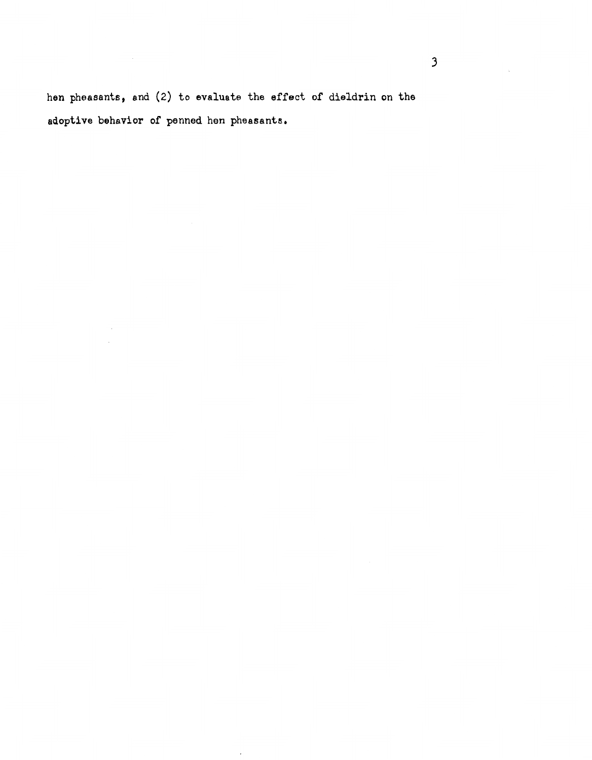hen pheasants, and (2) to evaluate the effect of dieldrin on the adoptive behavior of penned hen pheasants.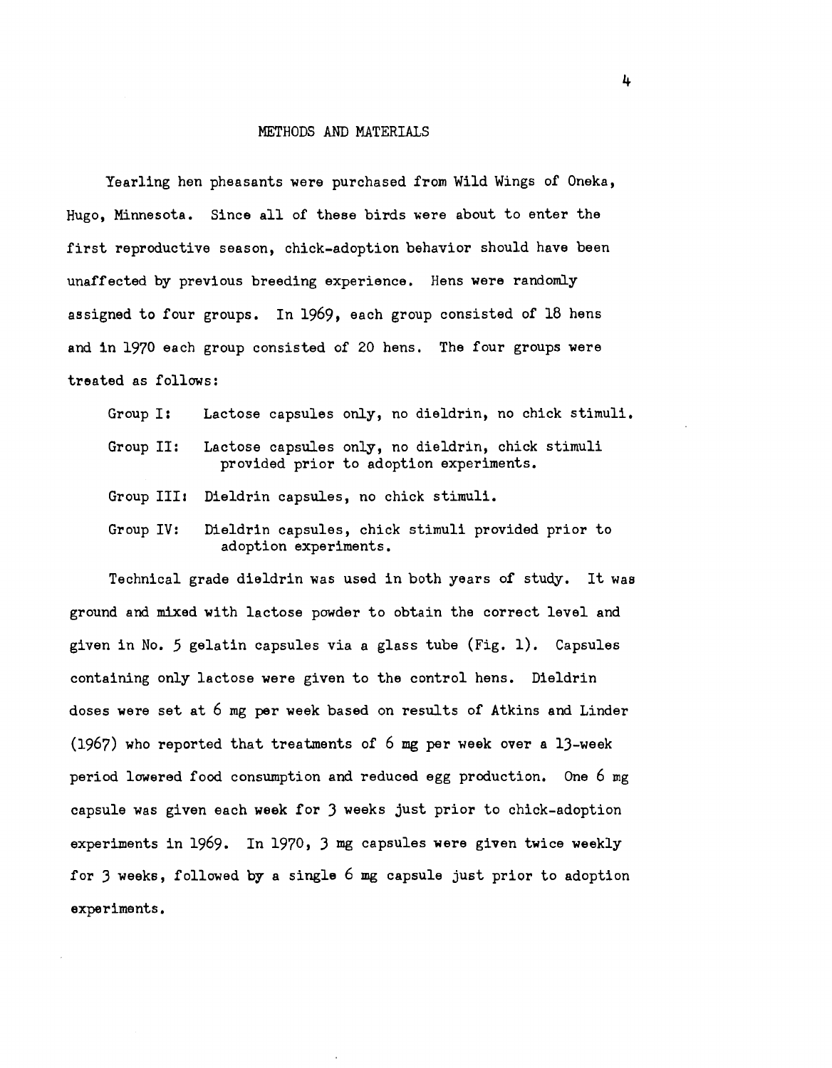## METHODS AND MATERIALS

Yearling hen pheasants were purchased from Wild Wings of Oneka, Hugo, Minnesota. Since all of these birds were about to enter the first reproductive season, chick-adoption behavior should have been unaffected by previous breeding experience. Hens were randomly assigned to four groups. In 1969, each group consisted of 18 hens and in 1970 each group consisted of 20 hens. The four groups were treated as follows:

- Group I: Lactose capsules only, no dieldrin, no chick stimuli.
- Group II: Lactose capsules only, no dieldrin, chick stimuli provided prior to adoption experiments.
- Group III: Dieldrin capsules, no chick stimuli.
- Group IV: Dieldrin capsules, chick stimuli provided prior to adoption experiments.

Technical grade dieldrin was used in both years of study. It was ground and mixed with lactose powder to obtain the correct level and given in No. 5 gelatin capsules via a glass tube (Fig. 1). Capsules containing only lactose were given to the control hens. Dieldrin doses were set at 6 mg per week based on results of Atkins and Linder (1967) who reported that treatments of 6 mg per week over a 13-week period lowered food consumption and reduced egg production. One 6 mg capsule was given each week for 3 weeks just prior to chick-adoption experiments in 1969. In 1970, 3 mg capsules were given twice weekly for 3 weeks, followed by a single 6 mg capsule just prior to adoption experiments.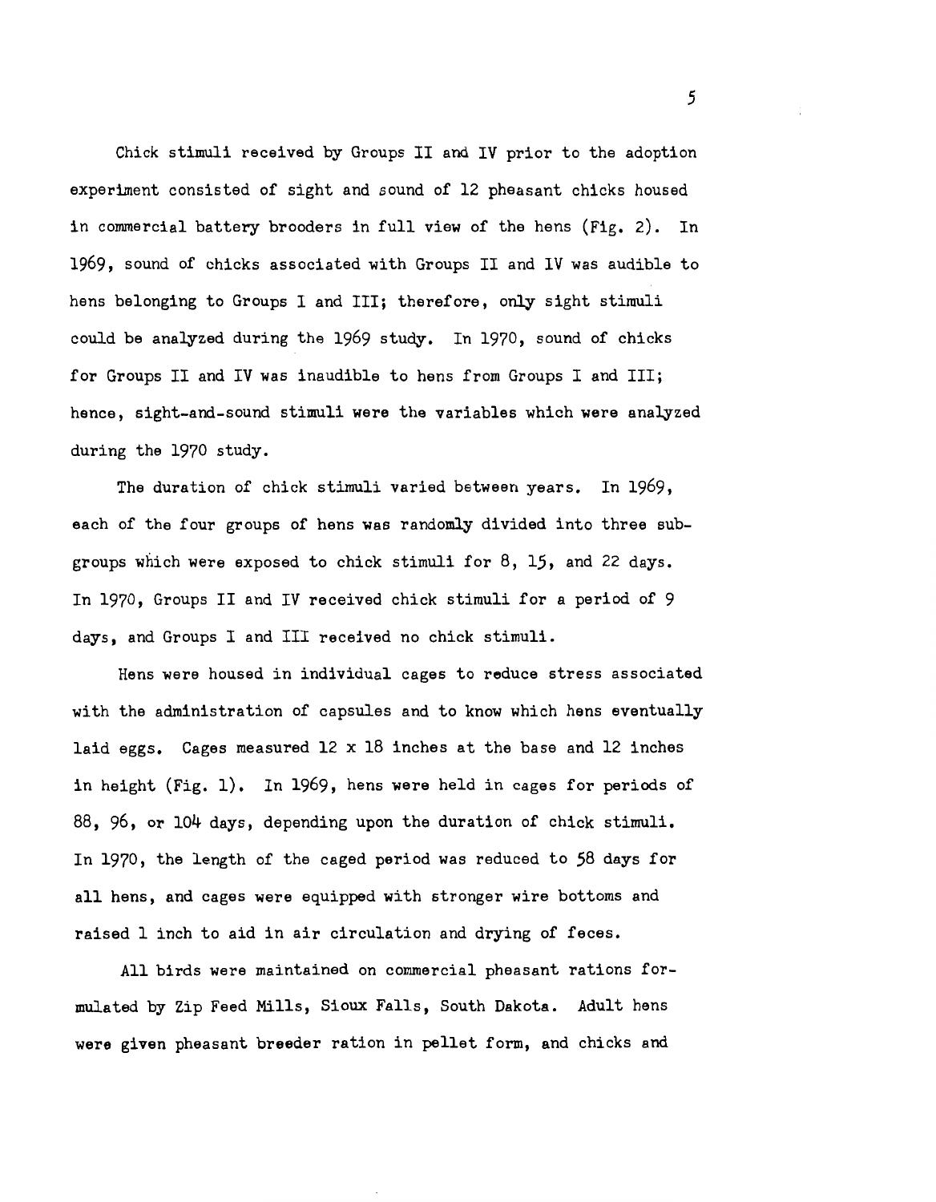Chick stimuli received by Groups II and IV prior to the adoption experiment consisted of sight and sound of 12 pheasant chicks housed in commercial battery brooders in full view of the hens (Fig. 2). In 1969, sound of chicks associated with Groups II and IV was audible to hens belonging to Groups I and III; therefore, only sight stimuli could be analyzed during the 1969 study. In 1970, sound of chicks for Groups II and IV was inaudible to hens from Groups I and III; hence, sight-and-sound stimuli were the variables which were analyzed during the 1970 study.

The duration of chick stimuli varied between years. In 1969, each of the four groups of hens was randomly divided into three subgroups which were exposed to chick stimuli for 8, 15, and 22 days. In 1970, Groups II and IV received chick stimuli for a period of 9 days, and Groups I and III received no chick stimuli.

Hens were housed in individual cages to reduce stress associated with the administration of capsules and to know which hens eventually laid eggs. Cages measured 12 x 18 inches at the base and 12 inches in height (Fig. 1). In 1969, hens were held in cages for periods of 88, 96, or 104 days, depending upon the duration of chick stimuli. In 1970, the length of the caged period was reduced to 58 days for all hens, and cages were equipped with stronger wire bottoms and raised 1 inch to aid in air circulation and drying of feces.

All birds were maintained on commercial pheasant rations formulated by Zip Feed Mills, Sioux Falls, South Dakota. Adult hens were given pheasant breeder ration in pellet form, and chicks and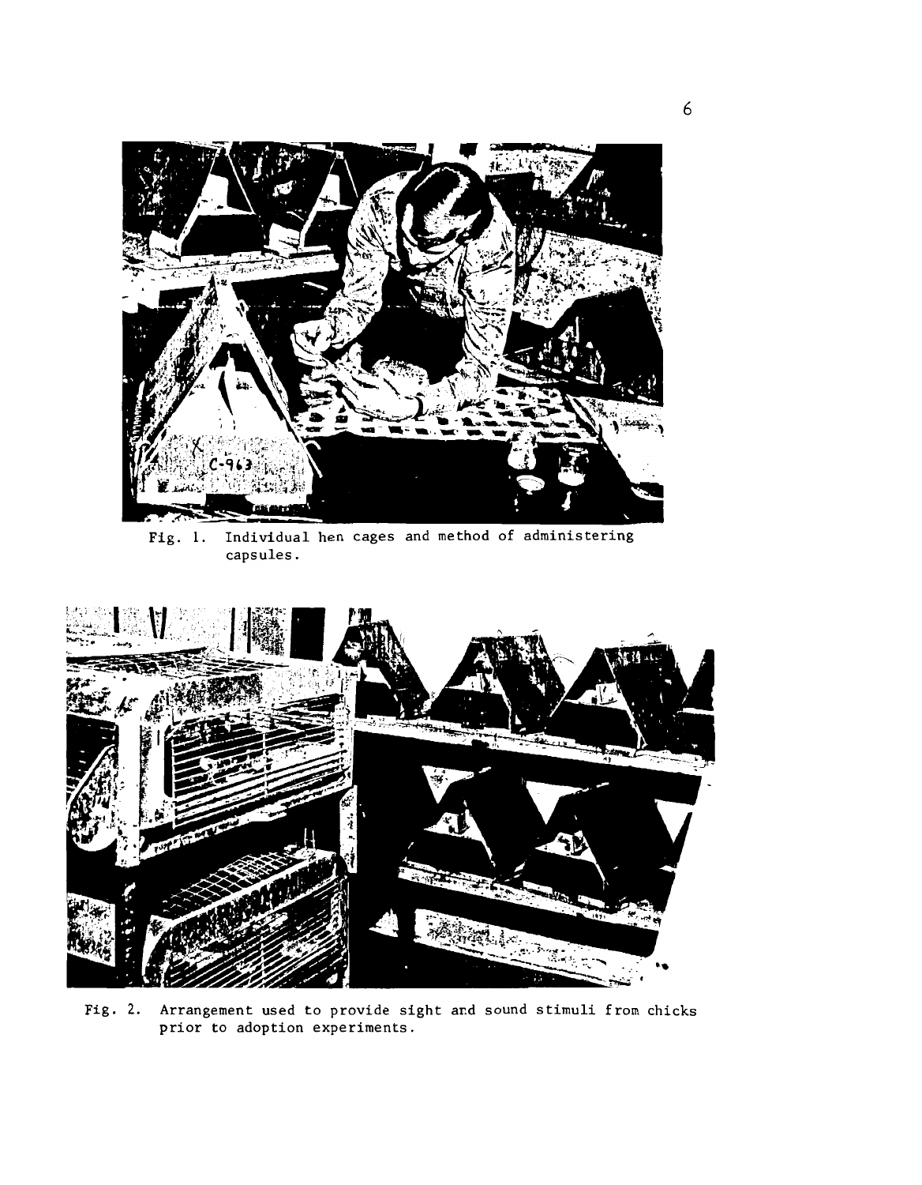Fig. 1. Individual hen cages and method of administering capsules.

Fig. 2. Arrangement used to provide sight and sound stimuli from chicks prior to adoption experiments.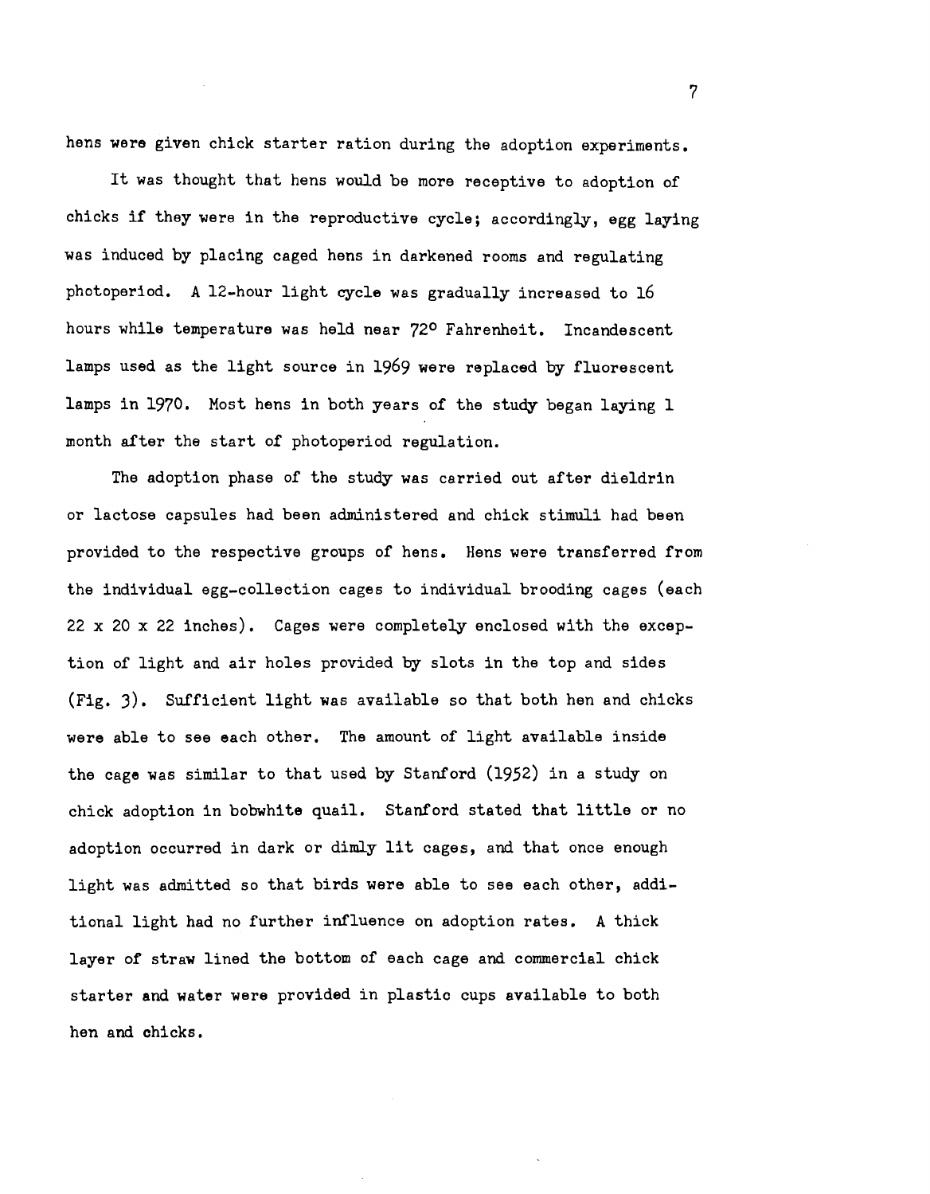hens were given chick starter ration during the adoption experiments.

It was thought that hens would be more receptive to adoption of chicks if they were in the reproductive cycle; accordingly, egg laying was induced by placing caged hens in darkened rooms and regulating photoperiod. A 12-hour light cycle was gradually increased to 16 hours while temperature was held near 72° Fahrenheit. Incandescent lamps used as the light source in 1969 were replaced by fluorescent lamps in 1970. Most hens in both years of the study began laying 1 month after the start of photoperiod regulation.

The adoption phase of the study was carried out after dieldrin or lactose capsules had been administered and chick stimuli had been provided to the respective groups of hens. Hens were transferred from the individual egg-collection cages to individual brooding cages (each 22 x 20 x 22 inches). Cages were completely enclosed with the exception of light and air holes provided by slots in the top and sides (Fig. 3). Sufficient light was available so that both hen and chicks were able to see each other. The amount of light available inside the cage was similar to that used by Stanford (1952) in a study on chick adoption in bobwhite quail. Stanford stated that little or no adoption occurred in dark or dimly lit cages, and that once enough light was admitted so that birds were able to see each other, additional light had no further influence on adoption rates. A thick layer of straw lined the bottom of each cage and commercial chick starter and water were provided in plastic cups available to both hen and chicks.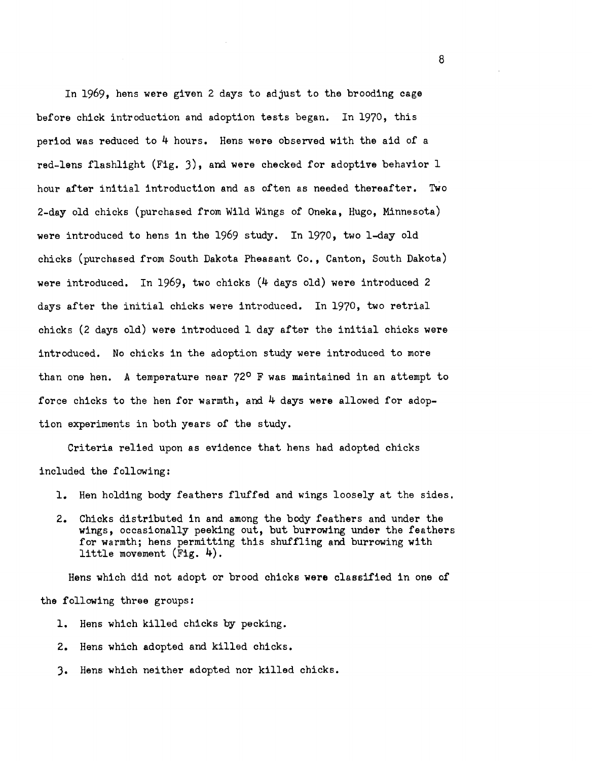In 1969, hens were given 2 days to adjust to the brooding cage before chick introduction and adoption tests began. In 1970, this period was reduced to 4 hours. Hens were observed with the aid of a red-lens flashlight (Fig. 3), and were checked for adoptive behavior 1 hour after initial introduction and as often as needed thereafter. Two 2-day old chicks (purchased from Wild Wings of Oneka, Hugo, Minnesota) were introduced to hens in the 1969 study. In 1970, two 1-day old chicks (purchased from South Dakota Pheasant Co., Canton, South Dakota) were introduced. In 1969, two chicks (4 days old) were introduced 2 days after the initial chicks were introduced. In 1970, two retrial chicks (2 days old) were introduced 1 day after the initial chicks were introduced. No chicks in the adoption study were introduced to more than one hen. A temperature near 72° F was maintained in an attempt to force chicks to the hen for warmth, and 4 days were allowed for adoption experiments in both years of the study.

Criteria relied upon as evidence that hens had adopted chicks included the following:

1. Hen holding body feathers fluffed and wings loosely at the sides.
2. Chicks distributed in and among the body feathers and under the wings, occasionally peeking out, but burrowing under the feathers for warmth; hens permitting this shuffling and burrowing with little movement (Fig. 4).

Hens which did not adopt or brood chicks were classified in one of the following three groups:

1. Hens which killed chicks by pecking.
2. Hens which adopted and killed chicks.
3. Hens which neither adopted nor killed chicks.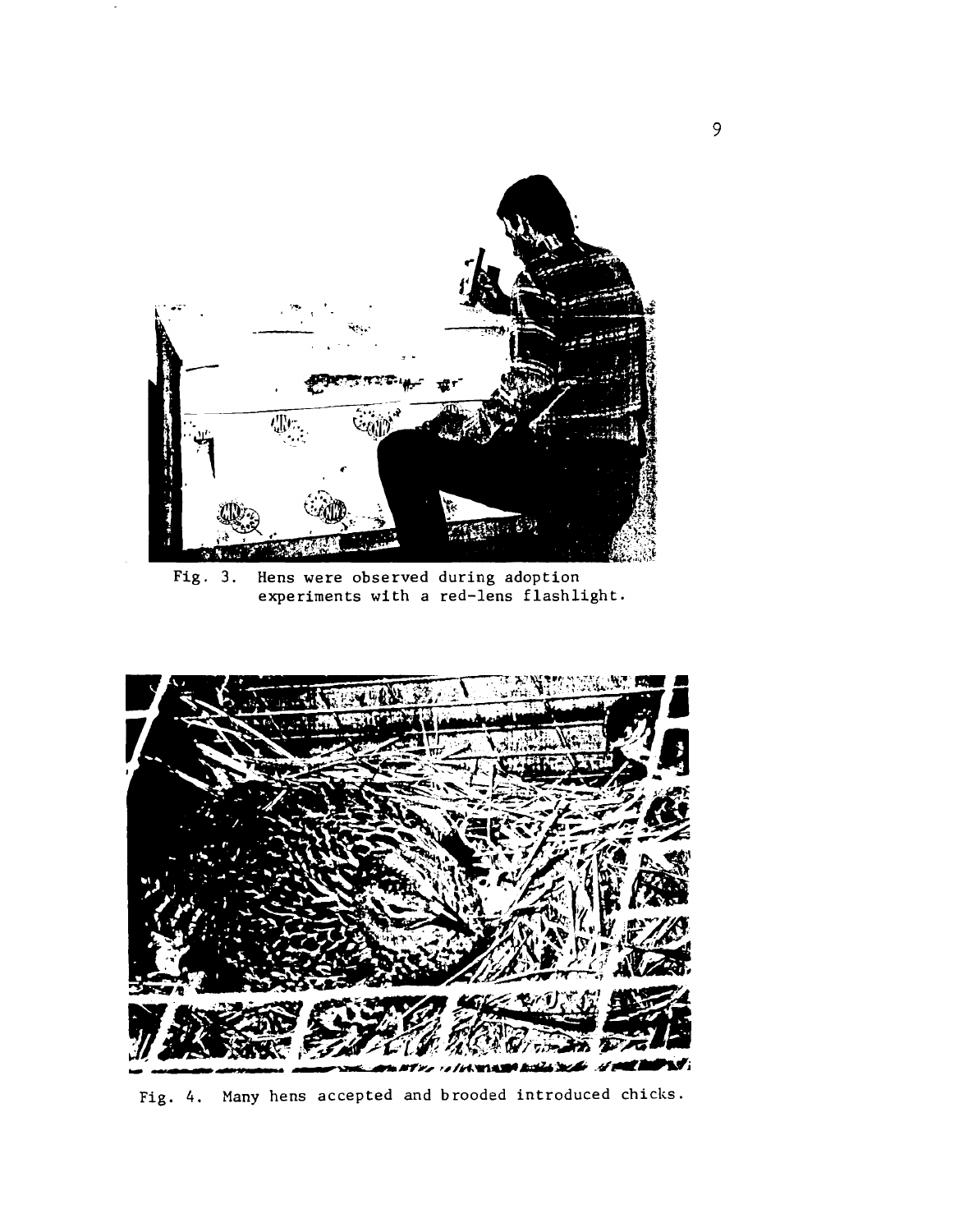Fig. 3. Hens were observed during adoption experiments with a red-lens flashlight.

Fig. 4. Many hens accepted and brooded introduced chicks.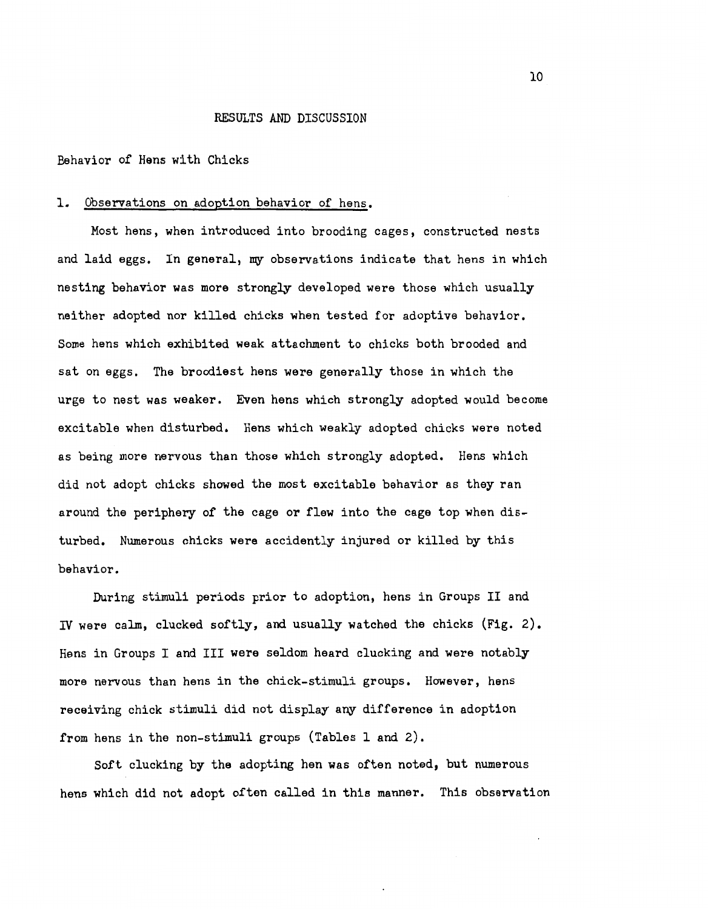## RESULTS AND DISCUSSION

### Behavior of Hens with Chicks

1. Observations on adoption behavior of hens.

Most hens, when introduced into brooding cages, constructed nests and laid eggs. In general, my observations indicate that hens in which nesting behavior was more strongly developed were those which usually neither adopted nor killed chicks when tested for adoptive behavior. Some hens which exhibited weak attachment to chicks both brooded and sat on eggs. The broodiest hens were generally those in which the urge to nest was weaker. Even hens which strongly adopted would become excitable when disturbed. Hens which weakly adopted chicks were noted as being more nervous than those which strongly adopted. Hens which did not adopt chicks showed the most excitable behavior as they ran around the periphery of the cage or flew into the cage top when disturbed. Numerous chicks were accidently injured or killed by this behavior.

During stimuli periods prior to adoption, hens in Groups II and IV were calm, clucked softly, and usually watched the chicks (Fig. 2). Hens in Groups I and III were seldom heard clucking and were notably more nervous than hens in the chick-stimuli groups. However, hens receiving chick stimuli did not display any difference in adoption from hens in the non-stimuli groups (Tables 1 and 2).

Soft clucking by the adopting hen was often noted, but numerous hens which did not adopt often called in this manner. This observation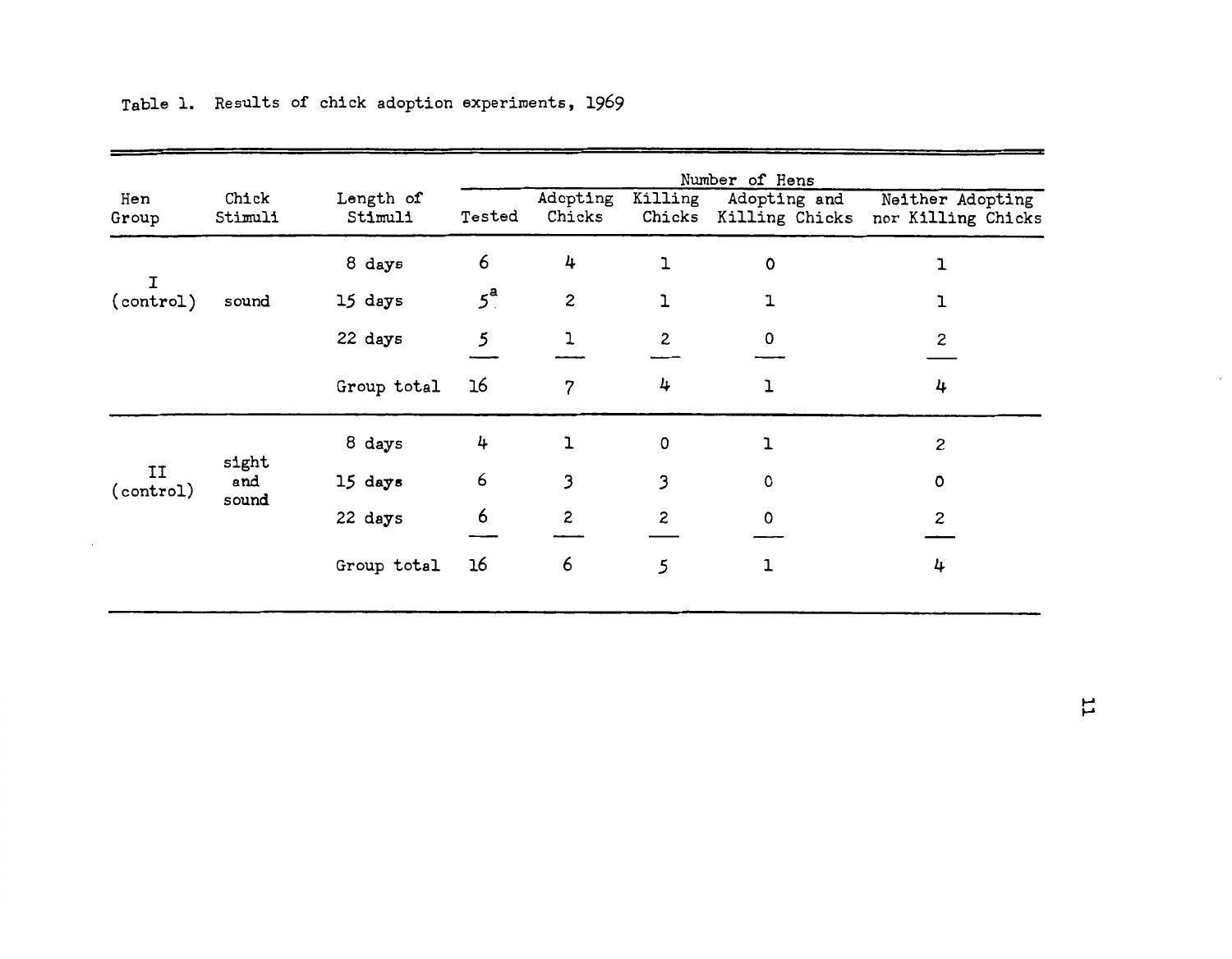Table 1. Results of chick adoption experiments, 1969

| Hen Group | Chick Stimuli | Length of Stimuli | Number of Hens | | | | |
|---|---|---|---|---|---|---|---|
| | | | Tested | Adopting Chicks | Killing Chicks | Adopting and Killing Chicks | Neither Adopting nor Killing Chicks |
| I (control) | sound | 8 days | 6 | 4 | 1 | 0 | 1 |
| | | 15 days | 5[a] | 2 | 1 | 1 | 1 |
| | | 22 days | 5 | 1 | 2 | 0 | 2 |
| | | Group total | 16 | 7 | 4 | 1 | 4 |
| II (control) | sight and sound | 8 days | 4 | 1 | 0 | 1 | 2 |
| | | 15 days | 6 | 3 | 3 | 0 | 0 |
| | | 22 days | 6 | 2 | 2 | 0 | 2 |
| | | Group total | 16 | 6 | 5 | 1 | 4 |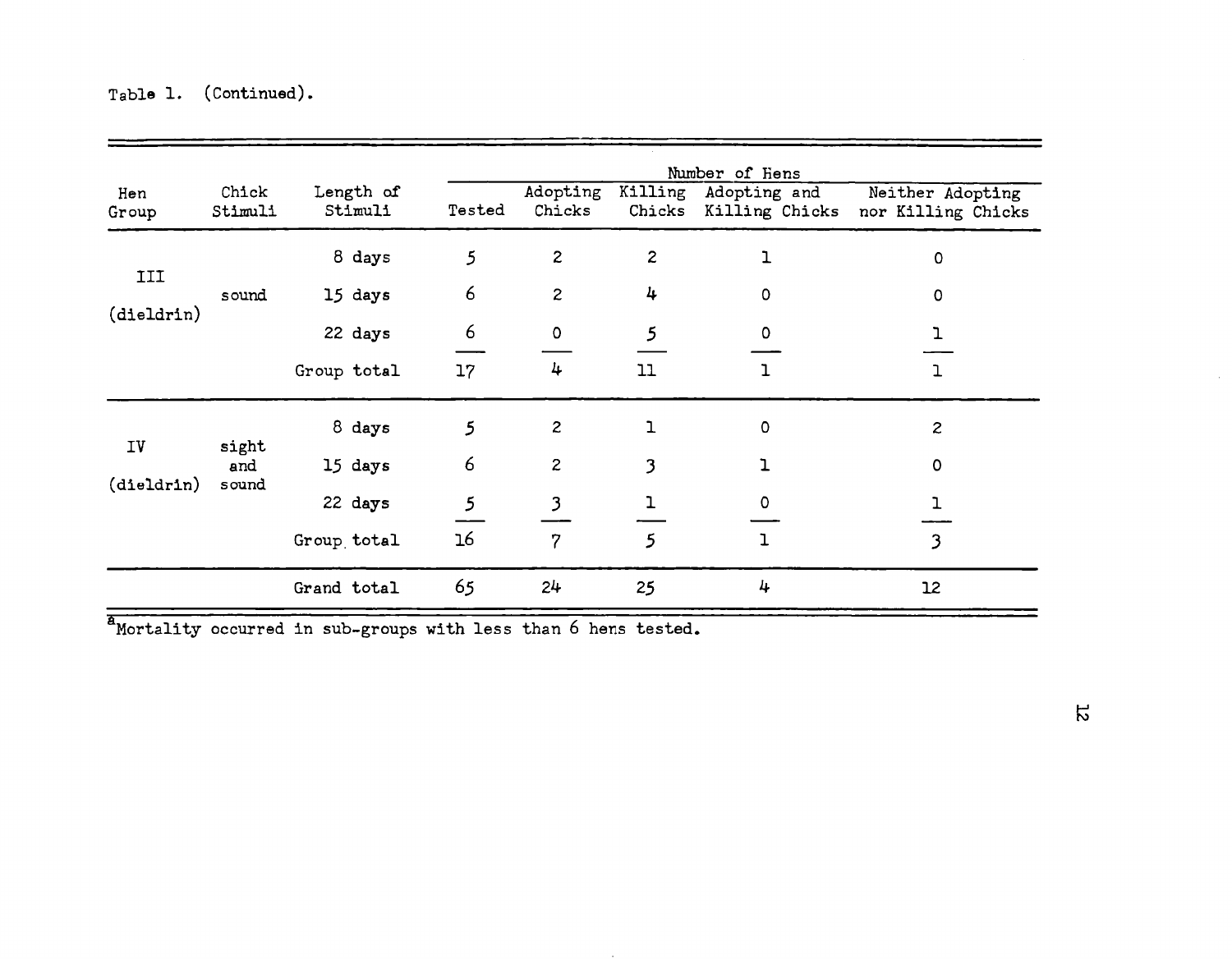Table 1. (Continued).

| Hen Group | Chick Stimuli | Length of Stimuli | Number of Hens: Tested | Adopting Chicks | Killing Chicks | Adopting and Killing Chicks | Neither Adopting nor Killing Chicks |
|---|---|---|---|---|---|---|---|
| III (dieldrin) | sound | 8 days | 5 | 2 | 2 | 1 | 0 |
| | | 15 days | 6 | 2 | 4 | 0 | 0 |
| | | 22 days | 6 | 0 | 5 | 0 | 1 |
| | | Group total | 17 | 4 | 11 | 1 | 1 |
| IV (dieldrin) | sight and sound | 8 days | 5 | 2 | 1 | 0 | 2 |
| | | 15 days | 6 | 2 | 3 | 1 | 0 |
| | | 22 days | 5 | 3 | 1 | 0 | 1 |
| | | Group total | 16 | 7 | 5 | 1 | 3 |
| | | Grand total | 65 | 24 | 25 | 4 | 12 |

[a]Mortality occurred in sub-groups with less than 6 hens tested.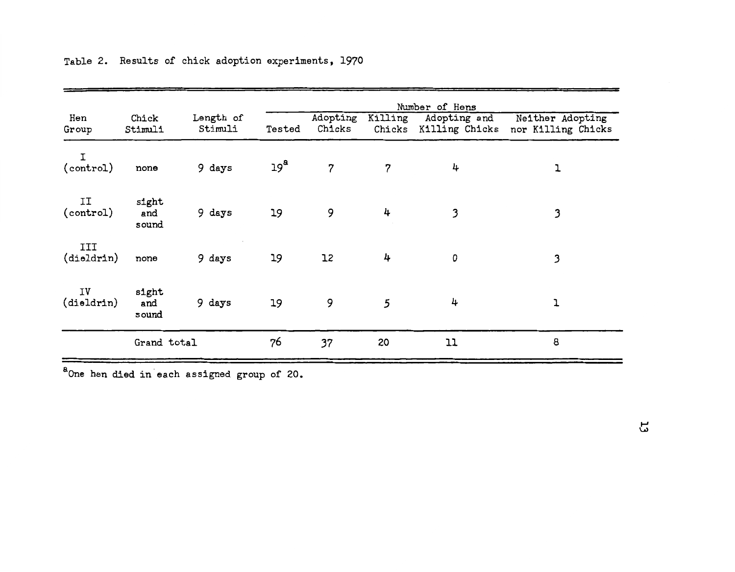Table 2. Results of chick adoption experiments, 1970

| Hen Group | Chick Stimuli | Length of Stimuli | Number of Hens | | | | |
|---|---|---|---|---|---|---|---|
| | | | Tested | Adopting Chicks | Killing Chicks | Adopting and Killing Chicks | Neither Adopting nor Killing Chicks |
| I (control) | none | 9 days | 19[a] | 7 | 7 | 4 | 1 |
| II (control) | sight and sound | 9 days | 19 | 9 | 4 | 3 | 3 |
| III (dieldrin) | none | 9 days | 19 | 12 | 4 | 0 | 3 |
| IV (dieldrin) | sight and sound | 9 days | 19 | 9 | 5 | 4 | 1 |
| | Grand total | | 76 | 37 | 20 | 11 | 8 |

[a] One hen died in each assigned group of 20.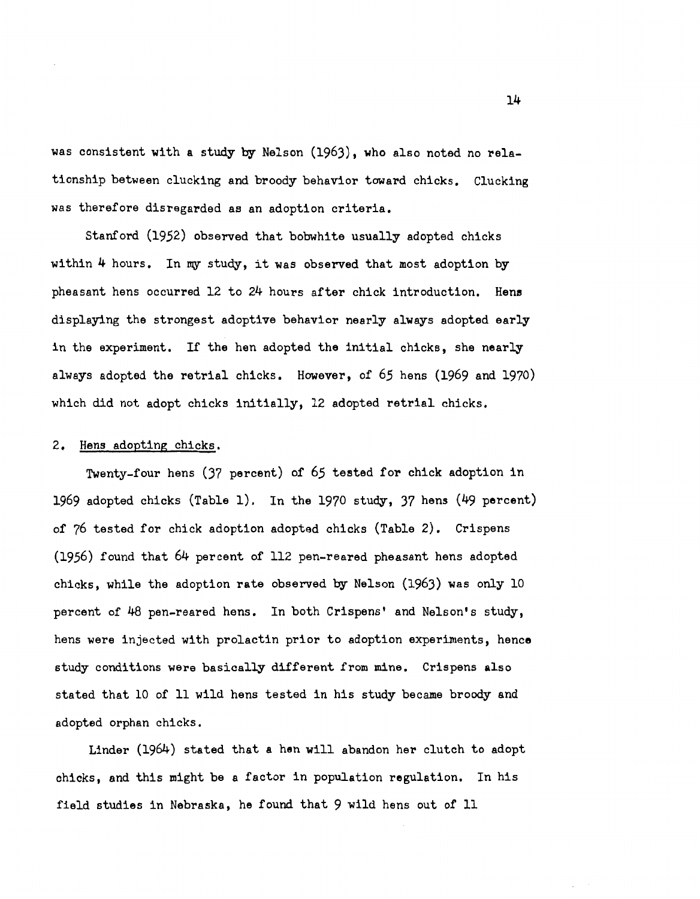was consistent with a study by Nelson (1963), who also noted no relationship between clucking and broody behavior toward chicks. Clucking was therefore disregarded as an adoption criteria.

Stanford (1952) observed that bobwhite usually adopted chicks within 4 hours. In my study, it was observed that most adoption by pheasant hens occurred 12 to 24 hours after chick introduction. Hens displaying the strongest adoptive behavior nearly always adopted early in the experiment. If the hen adopted the initial chicks, she nearly always adopted the retrial chicks. However, of 65 hens (1969 and 1970) which did not adopt chicks initially, 12 adopted retrial chicks.

## 2. Hens adopting chicks.

Twenty-four hens (37 percent) of 65 tested for chick adoption in 1969 adopted chicks (Table 1). In the 1970 study, 37 hens (49 percent) of 76 tested for chick adoption adopted chicks (Table 2). Crispens (1956) found that 64 percent of 112 pen-reared pheasant hens adopted chicks, while the adoption rate observed by Nelson (1963) was only 10 percent of 48 pen-reared hens. In both Crispens' and Nelson's study, hens were injected with prolactin prior to adoption experiments, hence study conditions were basically different from mine. Crispens also stated that 10 of 11 wild hens tested in his study became broody and adopted orphan chicks.

Linder (1964) stated that a hen will abandon her clutch to adopt chicks, and this might be a factor in population regulation. In his field studies in Nebraska, he found that 9 wild hens out of 11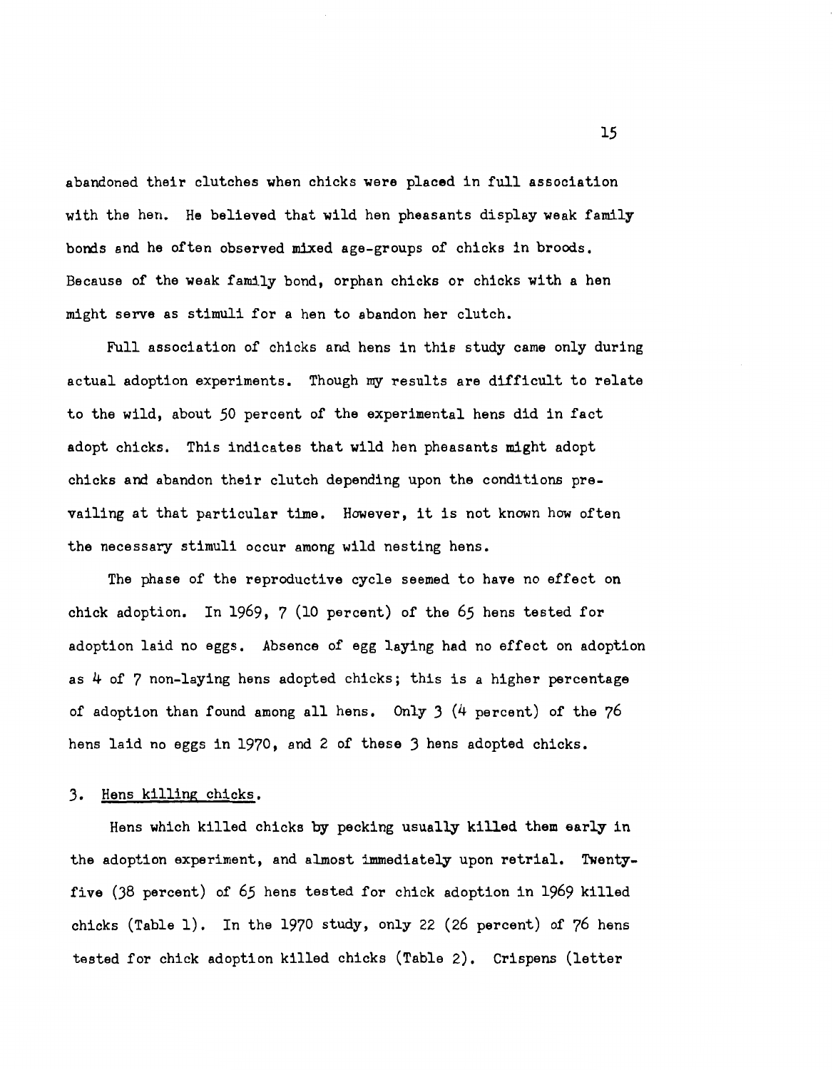abandoned their clutches when chicks were placed in full association with the hen. He believed that wild hen pheasants display weak family bonds and he often observed mixed age-groups of chicks in broods. Because of the weak family bond, orphan chicks or chicks with a hen might serve as stimuli for a hen to abandon her clutch.

Full association of chicks and hens in this study came only during actual adoption experiments. Though my results are difficult to relate to the wild, about 50 percent of the experimental hens did in fact adopt chicks. This indicates that wild hen pheasants might adopt chicks and abandon their clutch depending upon the conditions prevailing at that particular time. However, it is not known how often the necessary stimuli occur among wild nesting hens.

The phase of the reproductive cycle seemed to have no effect on chick adoption. In 1969, 7 (10 percent) of the 65 hens tested for adoption laid no eggs. Absence of egg laying had no effect on adoption as 4 of 7 non-laying hens adopted chicks; this is a higher percentage of adoption than found among all hens. Only 3 (4 percent) of the 76 hens laid no eggs in 1970, and 2 of these 3 hens adopted chicks.

### 3. Hens killing chicks.

Hens which killed chicks by pecking usually killed them early in the adoption experiment, and almost immediately upon retrial. Twenty-five (38 percent) of 65 hens tested for chick adoption in 1969 killed chicks (Table 1). In the 1970 study, only 22 (26 percent) of 76 hens tested for chick adoption killed chicks (Table 2). Crispens (letter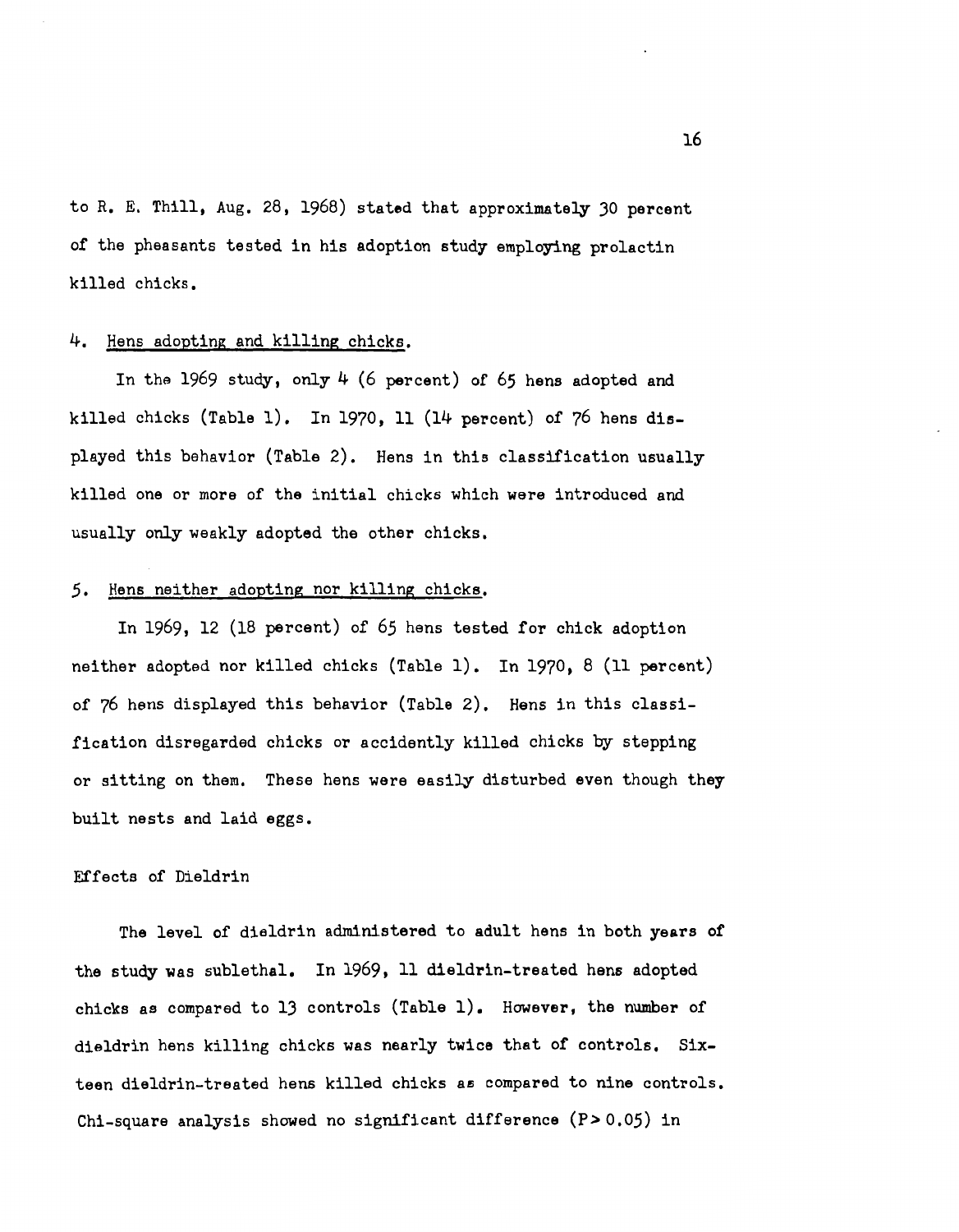to R. E. Thill, Aug. 28, 1968) stated that approximately 30 percent of the pheasants tested in his adoption study employing prolactin killed chicks.

4. Hens adopting and killing chicks.

In the 1969 study, only 4 (6 percent) of 65 hens adopted and killed chicks (Table 1). In 1970, 11 (14 percent) of 76 hens displayed this behavior (Table 2). Hens in this classification usually killed one or more of the initial chicks which were introduced and usually only weakly adopted the other chicks.

5. Hens neither adopting nor killing chicks.

In 1969, 12 (18 percent) of 65 hens tested for chick adoption neither adopted nor killed chicks (Table 1). In 1970, 8 (11 percent) of 76 hens displayed this behavior (Table 2). Hens in this classification disregarded chicks or accidently killed chicks by stepping or sitting on them. These hens were easily disturbed even though they built nests and laid eggs.

## Effects of Dieldrin

The level of dieldrin administered to adult hens in both years of the study was sublethal. In 1969, 11 dieldrin-treated hens adopted chicks as compared to 13 controls (Table 1). However, the number of dieldrin hens killing chicks was nearly twice that of controls. Sixteen dieldrin-treated hens killed chicks as compared to nine controls. Chi-square analysis showed no significant difference ($P > 0.05$) in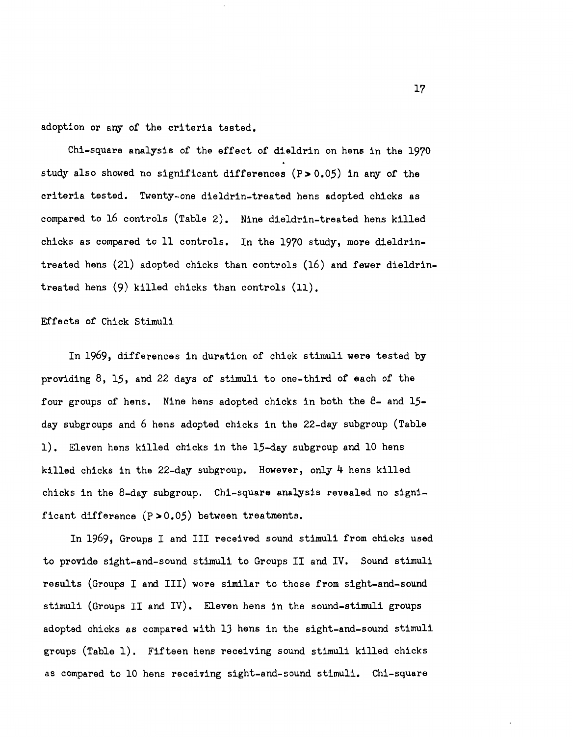adoption or any of the criteria tested.

Chi-square analysis of the effect of dieldrin on hens in the 1970 study also showed no significant differences ($P > 0.05$) in any of the criteria tested. Twenty-one dieldrin-treated hens adopted chicks as compared to 16 controls (Table 2). Nine dieldrin-treated hens killed chicks as compared to 11 controls. In the 1970 study, more dieldrin-treated hens (21) adopted chicks than controls (16) and fewer dieldrin-treated hens (9) killed chicks than controls (11).

## Effects of Chick Stimuli

In 1969, differences in duration of chick stimuli were tested by providing 8, 15, and 22 days of stimuli to one-third of each of the four groups of hens. Nine hens adopted chicks in both the 8- and 15-day subgroups and 6 hens adopted chicks in the 22-day subgroup (Table 1). Eleven hens killed chicks in the 15-day subgroup and 10 hens killed chicks in the 22-day subgroup. However, only 4 hens killed chicks in the 8-day subgroup. Chi-square analysis revealed no significant difference ($P > 0.05$) between treatments.

In 1969, Groups I and III received sound stimuli from chicks used to provide sight-and-sound stimuli to Groups II and IV. Sound stimuli results (Groups I and III) were similar to those from sight-and-sound stimuli (Groups II and IV). Eleven hens in the sound-stimuli groups adopted chicks as compared with 13 hens in the sight-and-sound stimuli groups (Table 1). Fifteen hens receiving sound stimuli killed chicks as compared to 10 hens receiving sight-and-sound stimuli. Chi-square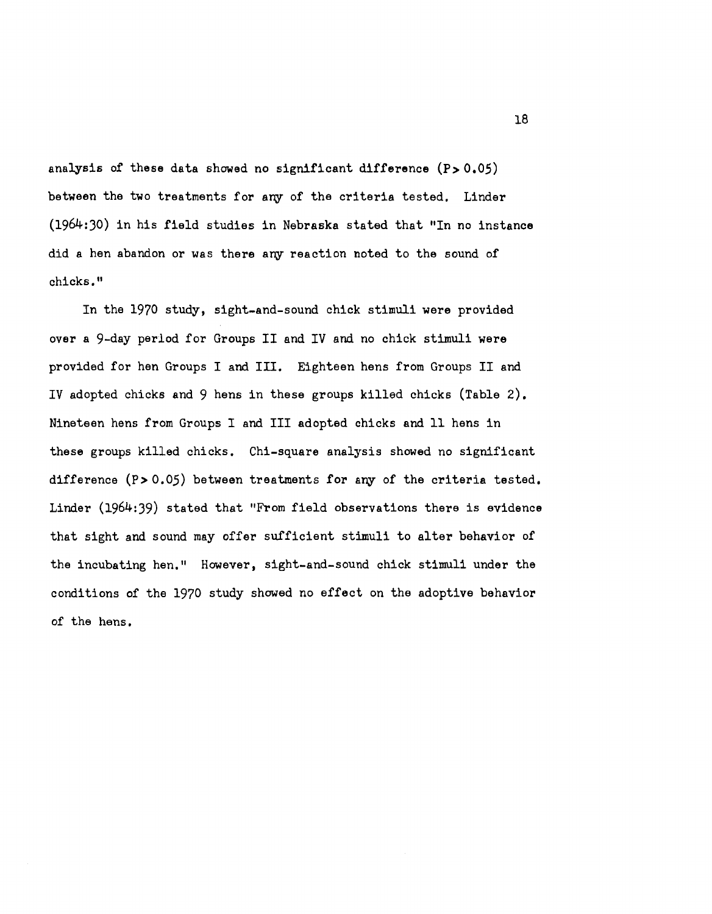analysis of these data showed no significant difference ($P > 0.05$) between the two treatments for any of the criteria tested. Linder (1964:30) in his field studies in Nebraska stated that "In no instance did a hen abandon or was there any reaction noted to the sound of chicks."

In the 1970 study, sight-and-sound chick stimuli were provided over a 9-day period for Groups II and IV and no chick stimuli were provided for hen Groups I and III. Eighteen hens from Groups II and IV adopted chicks and 9 hens in these groups killed chicks (Table 2). Nineteen hens from Groups I and III adopted chicks and 11 hens in these groups killed chicks. Chi-square analysis showed no significant difference ($P > 0.05$) between treatments for any of the criteria tested. Linder (1964:39) stated that "From field observations there is evidence that sight and sound may offer sufficient stimuli to alter behavior of the incubating hen." However, sight-and-sound chick stimuli under the conditions of the 1970 study showed no effect on the adoptive behavior of the hens.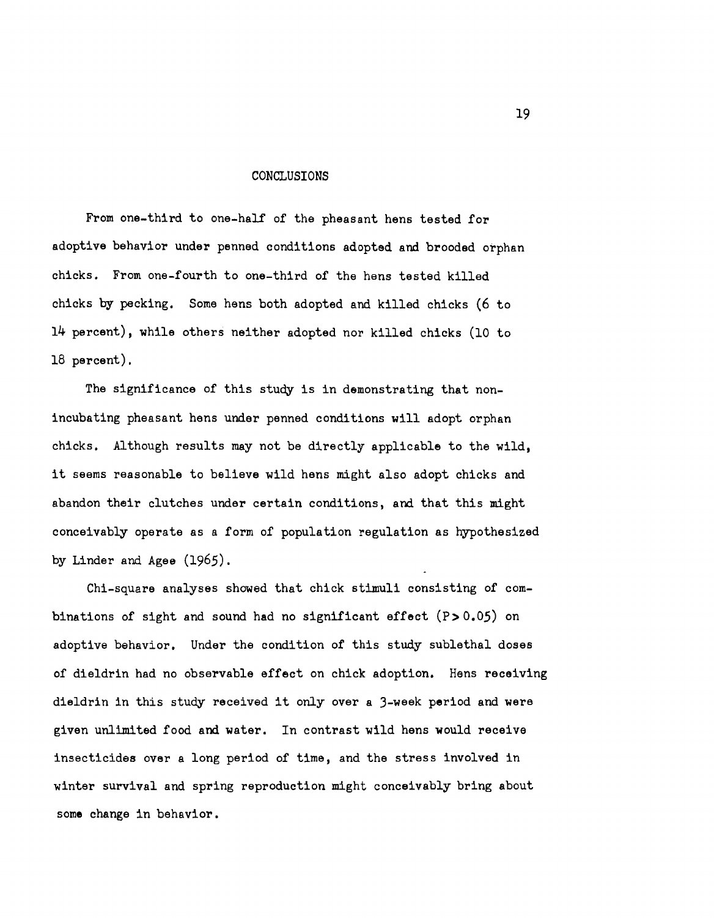# CONCLUSIONS

From one-third to one-half of the pheasant hens tested for adoptive behavior under penned conditions adopted and brooded orphan chicks. From one-fourth to one-third of the hens tested killed chicks by pecking. Some hens both adopted and killed chicks (6 to 14 percent), while others neither adopted nor killed chicks (10 to 18 percent).

The significance of this study is in demonstrating that non-incubating pheasant hens under penned conditions will adopt orphan chicks. Although results may not be directly applicable to the wild, it seems reasonable to believe wild hens might also adopt chicks and abandon their clutches under certain conditions, and that this might conceivably operate as a form of population regulation as hypothesized by Linder and Agee (1965).

Chi-square analyses showed that chick stimuli consisting of combinations of sight and sound had no significant effect ($P > 0.05$) on adoptive behavior. Under the condition of this study sublethal doses of dieldrin had no observable effect on chick adoption. Hens receiving dieldrin in this study received it only over a 3-week period and were given unlimited food and water. In contrast wild hens would receive insecticides over a long period of time, and the stress involved in winter survival and spring reproduction might conceivably bring about some change in behavior.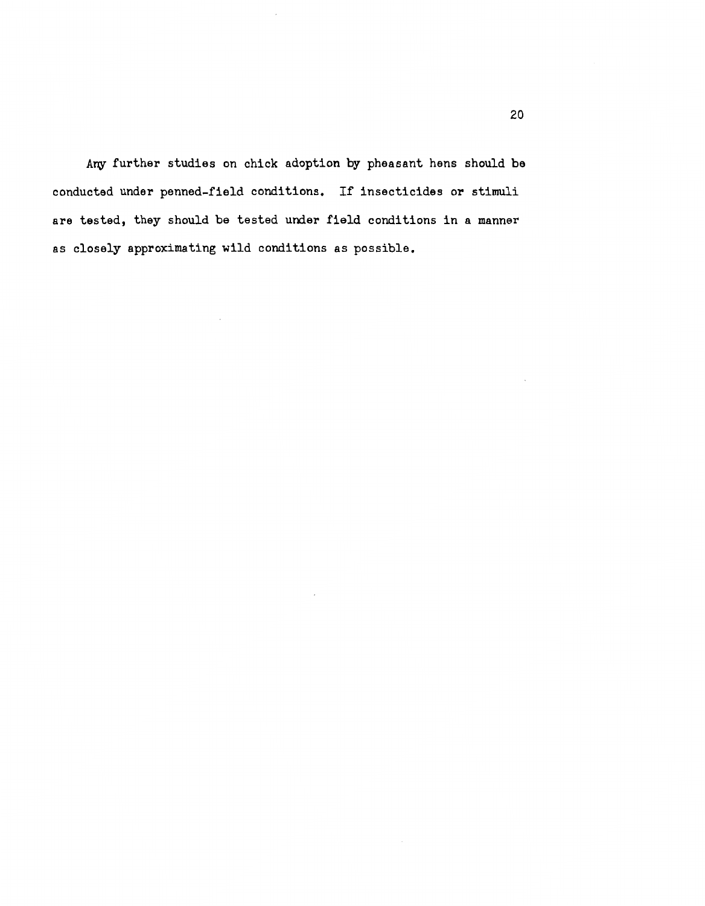Any further studies on chick adoption by pheasant hens should be conducted under penned-field conditions. If insecticides or stimuli are tested, they should be tested under field conditions in a manner as closely approximating wild conditions as possible.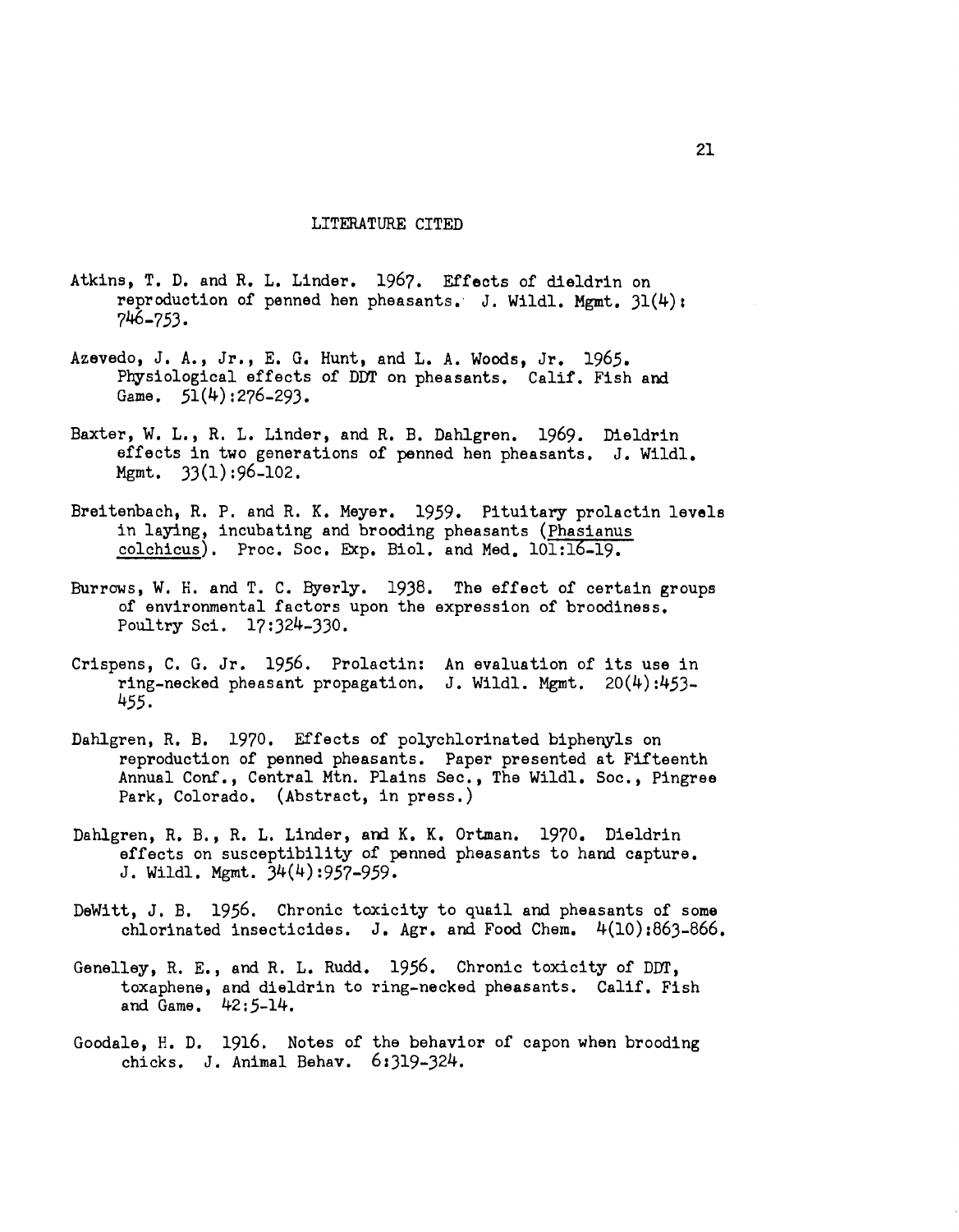# LITERATURE CITED

Atkins, T. D. and R. L. Linder. 1967. Effects of dieldrin on reproduction of penned hen pheasants. J. Wildl. Mgmt. 31(4): 746-753.

Azevedo, J. A., Jr., E. G. Hunt, and L. A. Woods, Jr. 1965. Physiological effects of DDT on pheasants. Calif. Fish and Game. 51(4):276-293.

Baxter, W. L., R. L. Linder, and R. B. Dahlgren. 1969. Dieldrin effects in two generations of penned hen pheasants. J. Wildl. Mgmt. 33(1):96-102.

Breitenbach, R. P. and R. K. Meyer. 1959. Pituitary prolactin levels in laying, incubating and brooding pheasants (Phasianus colchicus). Proc. Soc. Exp. Biol. and Med. 101:16-19.

Burrows, W. H. and T. C. Byerly. 1938. The effect of certain groups of environmental factors upon the expression of broodiness. Poultry Sci. 17:324-330.

Crispens, C. G. Jr. 1956. Prolactin: An evaluation of its use in ring-necked pheasant propagation. J. Wildl. Mgmt. 20(4):453-455.

Dahlgren, R. B. 1970. Effects of polychlorinated biphenyls on reproduction of penned pheasants. Paper presented at Fifteenth Annual Conf., Central Mtn. Plains Sec., The Wildl. Soc., Pingree Park, Colorado. (Abstract, in press.)

Dahlgren, R. B., R. L. Linder, and K. K. Ortman. 1970. Dieldrin effects on susceptibility of penned pheasants to hand capture. J. Wildl. Mgmt. 34(4):957-959.

DeWitt, J. B. 1956. Chronic toxicity to quail and pheasants of some chlorinated insecticides. J. Agr. and Food Chem. 4(10):863-866.

Genelley, R. E., and R. L. Rudd. 1956. Chronic toxicity of DDT, toxaphene, and dieldrin to ring-necked pheasants. Calif. Fish and Game. 42:5-14.

Goodale, H. D. 1916. Notes of the behavior of capon when brooding chicks. J. Animal Behav. 6:319-324.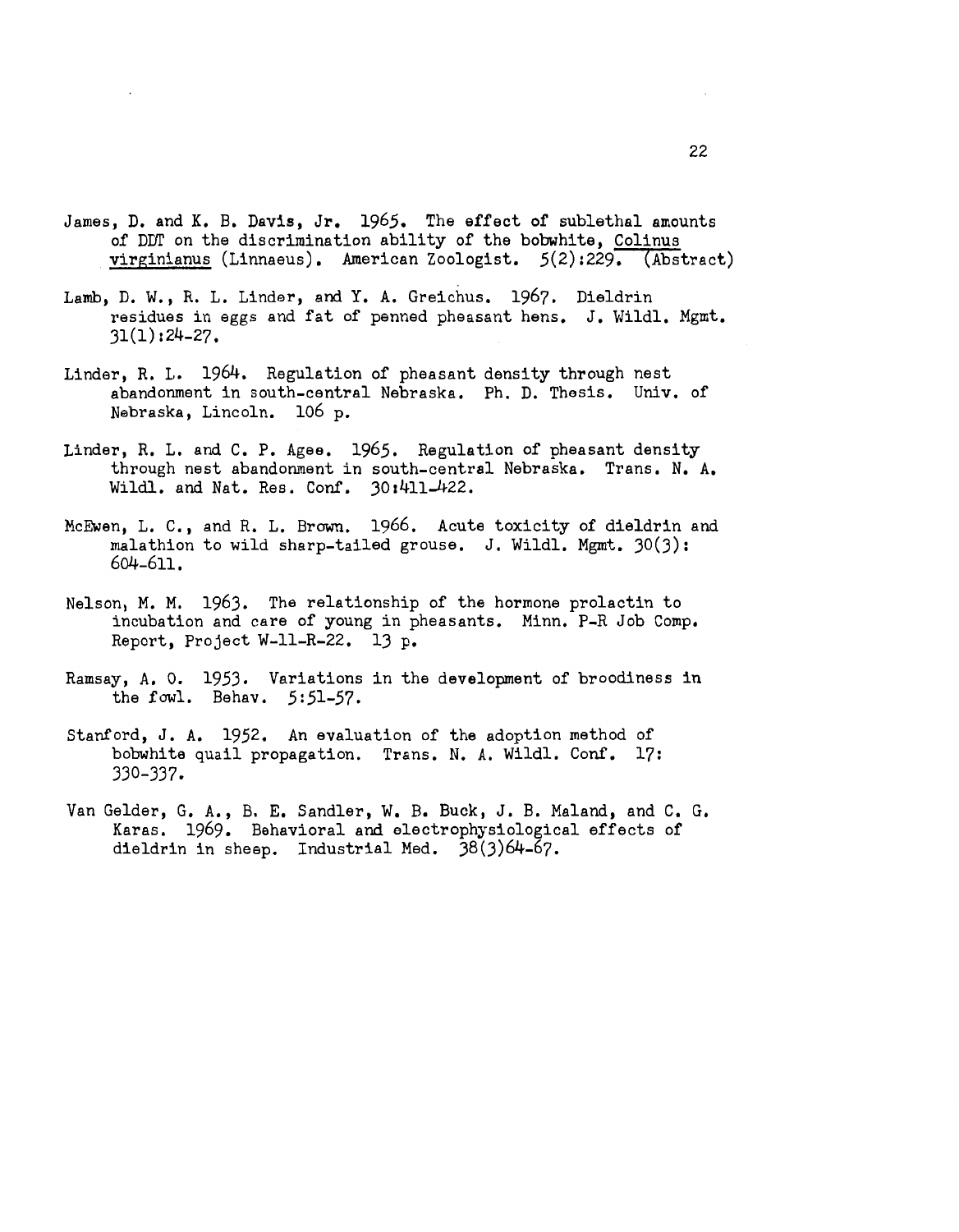James, D. and K. B. Davis, Jr. 1965. The effect of sublethal amounts of DDT on the discrimination ability of the bobwhite, Colinus virginianus (Linnaeus). American Zoologist. 5(2):229. (Abstract)

Lamb, D. W., R. L. Linder, and Y. A. Greichus. 1967. Dieldrin residues in eggs and fat of penned pheasant hens. J. Wildl. Mgmt. 31(1):24-27.

Linder, R. L. 1964. Regulation of pheasant density through nest abandonment in south-central Nebraska. Ph. D. Thesis. Univ. of Nebraska, Lincoln. 106 p.

Linder, R. L. and C. P. Agee. 1965. Regulation of pheasant density through nest abandonment in south-central Nebraska. Trans. N. A. Wildl. and Nat. Res. Conf. 30:411-422.

McEwen, L. C., and R. L. Brown. 1966. Acute toxicity of dieldrin and malathion to wild sharp-tailed grouse. J. Wildl. Mgmt. 30(3): 604-611.

Nelson, M. M. 1963. The relationship of the hormone prolactin to incubation and care of young in pheasants. Minn. P-R Job Comp. Report, Project W-11-R-22. 13 p.

Ramsay, A. O. 1953. Variations in the development of broodiness in the fowl. Behav. 5:51-57.

Stanford, J. A. 1952. An evaluation of the adoption method of bobwhite quail propagation. Trans. N. A. Wildl. Conf. 17: 330-337.

Van Gelder, G. A., B. E. Sandler, W. B. Buck, J. B. Maland, and C. G. Karas. 1969. Behavioral and electrophysiological effects of dieldrin in sheep. Industrial Med. 38(3)64-67.